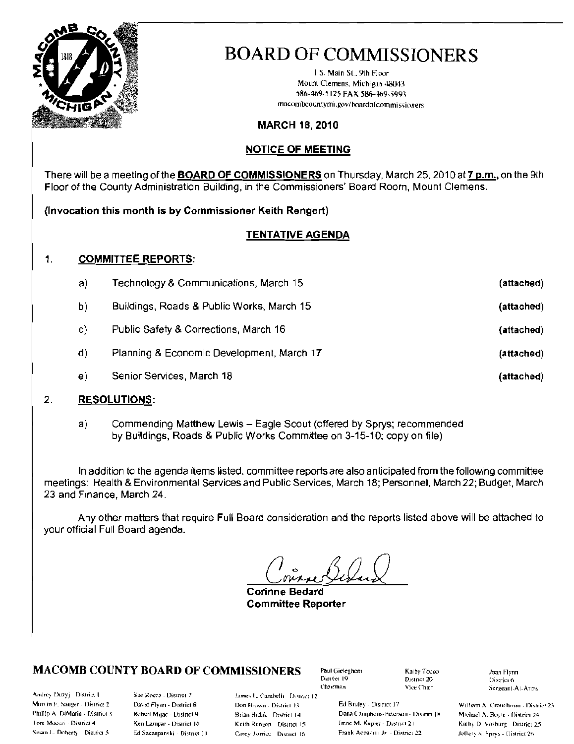# BOARD OF COMMISSIONERS

1 S. Main St., 9th Floor
Mount Clemens, Michigan 48043
586-469-5125 FAX 586-469-5993
macombcountymi.gov/boardofcommissioners

**MARCH 18, 2010**

## NOTICE OF MEETING

There will be a meeting of the **BOARD OF COMMISSIONERS** on Thursday, March 25, 2010 at **7 p.m.**, on the 9th Floor of the County Administration Building, in the Commissioners' Board Room, Mount Clemens.

**(Invocation this month is by Commissioner Keith Rengert)**

## TENTATIVE AGENDA

1. **COMMITTEE REPORTS:**

   a) Technology & Communications, March 15 **(attached)**

   b) Buildings, Roads & Public Works, March 15 **(attached)**

   c) Public Safety & Corrections, March 16 **(attached)**

   d) Planning & Economic Development, March 17 **(attached)**

   e) Senior Services, March 18 **(attached)**

2. **RESOLUTIONS:**

   a) Commending Matthew Lewis – Eagle Scout (offered by Sprys; recommended by Buildings, Roads & Public Works Committee on 3-15-10; copy on file)

In addition to the agenda items listed, committee reports are also anticipated from the following committee meetings: Health & Environmental Services and Public Services, March 18; Personnel, March 22; Budget, March 23 and Finance, March 24.

Any other matters that require Full Board consideration and the reports listed above will be attached to your official Full Board agenda.

Corinne Bedard

**Corinne Bedard**
**Committee Reporter**

## MACOMB COUNTY BOARD OF COMMISSIONERS

Paul Gieleghem - District 19 - Chairman
Kathy Tocco - District 20 - Vice Chair
Joan Flynn - District 6 - Sergeant-At-Arms

Andrey Duzyj - District 1
Marvin E. Sauger - District 2
Phillip A. DiMaria - District 3
Toni Moceri - District 4
Susan L. Doherty - District 5
Sue Rocca - District 7
David Flynn - District 8
Robert Mijac - District 9
Ken Lampar - District 10
Ed Szczepanski - District 11
James L. Carabelli - District 12
Don Brown - District 13
Brian Brdak - District 14
Keith Rengert - District 15
Carey Torrice - District 16
Ed Bruley - District 17
Dana Camphous-Peterson - District 18
Irene M. Kepler - District 21
Frank Accavitti Jr. - District 22
William A. Crouchman - District 23
Michael A. Boyle - District 24
Kathy D. Vosburg - District 25
Jeffery S. Sprys - District 26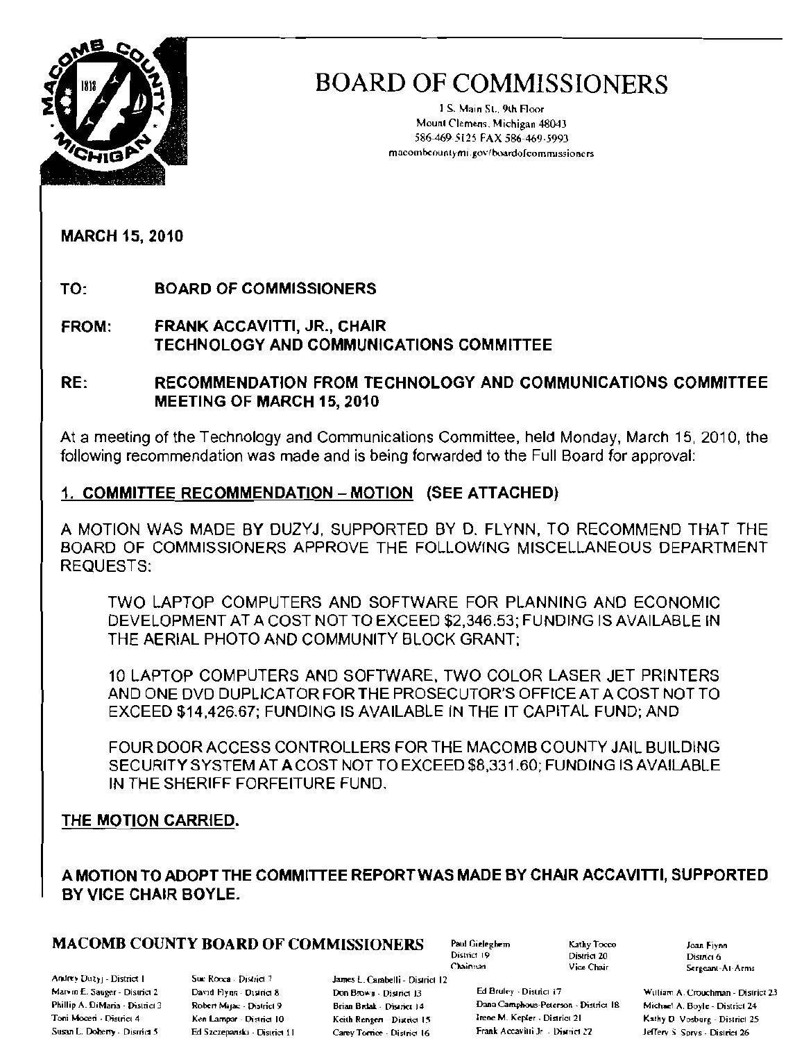# BOARD OF COMMISSIONERS

1 S. Main St., 9th Floor
Mount Clemens, Michigan 48043
586-469-5125 FAX 586-469-5993
macombcountymi.gov/boardofcommissioners

**MARCH 15, 2010**

**TO: BOARD OF COMMISSIONERS**

**FROM: FRANK ACCAVITTI, JR., CHAIR
TECHNOLOGY AND COMMUNICATIONS COMMITTEE**

**RE: RECOMMENDATION FROM TECHNOLOGY AND COMMUNICATIONS COMMITTEE MEETING OF MARCH 15, 2010**

At a meeting of the Technology and Communications Committee, held Monday, March 15, 2010, the following recommendation was made and is being forwarded to the Full Board for approval:

**1. COMMITTEE RECOMMENDATION – MOTION (SEE ATTACHED)**

A MOTION WAS MADE BY DUZYJ, SUPPORTED BY D. FLYNN, TO RECOMMEND THAT THE BOARD OF COMMISSIONERS APPROVE THE FOLLOWING MISCELLANEOUS DEPARTMENT REQUESTS:

TWO LAPTOP COMPUTERS AND SOFTWARE FOR PLANNING AND ECONOMIC DEVELOPMENT AT A COST NOT TO EXCEED $2,346.53; FUNDING IS AVAILABLE IN THE AERIAL PHOTO AND COMMUNITY BLOCK GRANT;

10 LAPTOP COMPUTERS AND SOFTWARE, TWO COLOR LASER JET PRINTERS AND ONE DVD DUPLICATOR FOR THE PROSECUTOR'S OFFICE AT A COST NOT TO EXCEED $14,426.67; FUNDING IS AVAILABLE IN THE IT CAPITAL FUND; AND

FOUR DOOR ACCESS CONTROLLERS FOR THE MACOMB COUNTY JAIL BUILDING SECURITY SYSTEM AT A COST NOT TO EXCEED $8,331.60; FUNDING IS AVAILABLE IN THE SHERIFF FORFEITURE FUND.

**THE MOTION CARRIED.**

**A MOTION TO ADOPT THE COMMITTEE REPORT WAS MADE BY CHAIR ACCAVITTI, SUPPORTED BY VICE CHAIR BOYLE.**

**MACOMB COUNTY BOARD OF COMMISSIONERS**

Paul Gieleghem, District 19, Chairman
Kathy Tocco, District 20, Vice Chair
Joan Flynn, District 6, Sergeant-At-Arms

Andrey Duzyj - District 1
Marvin E. Sauger - District 2
Phillip A. DiMaria - District 3
Toni Moceri - District 4
Susan L. Doherty - District 5
Sue Rocca - District 7
David Flynn - District 8
Robert Mijac - District 9
Ken Lampar - District 10
Ed Szczepanski - District 11
James L. Carabelli - District 12
Don Brown - District 13
Brian Brdak - District 14
Keith Rengert - District 15
Carey Torrice - District 16
Ed Bruley - District 17
Dana Camphous-Peterson - District 18
Irene M. Kepler - District 21
Frank Accavitti Jr. - District 22
William A. Crouchman - District 23
Michael A. Boyle - District 24
Kathy D. Vosburg - District 25
Jeffery S. Sprys - District 26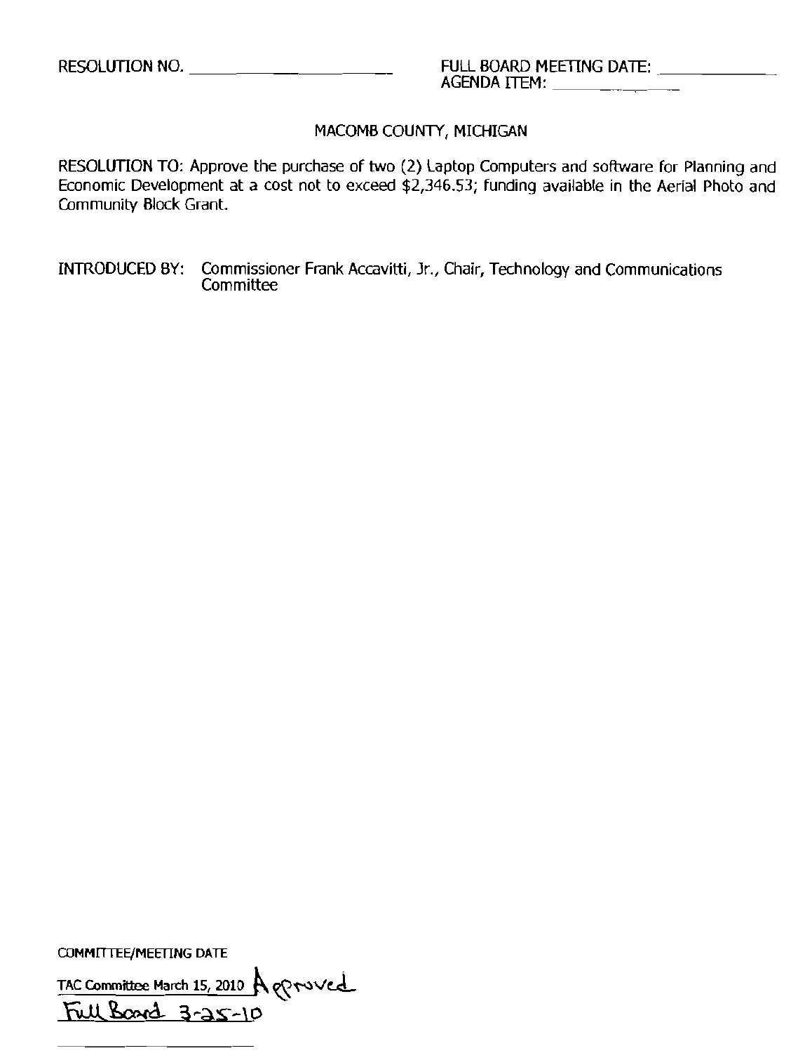RESOLUTION NO. ____________________ FULL BOARD MEETING DATE: ____________

AGENDA ITEM: ____________

MACOMB COUNTY, MICHIGAN

RESOLUTION TO: Approve the purchase of two (2) Laptop Computers and software for Planning and Economic Development at a cost not to exceed $2,346.53; funding available in the Aerial Photo and Community Block Grant.

INTRODUCED BY: Commissioner Frank Accavitti, Jr., Chair, Technology and Communications Committee

COMMITTEE/MEETING DATE

TAC Committee March 15, 2010 Approved

Full Board 3-25-10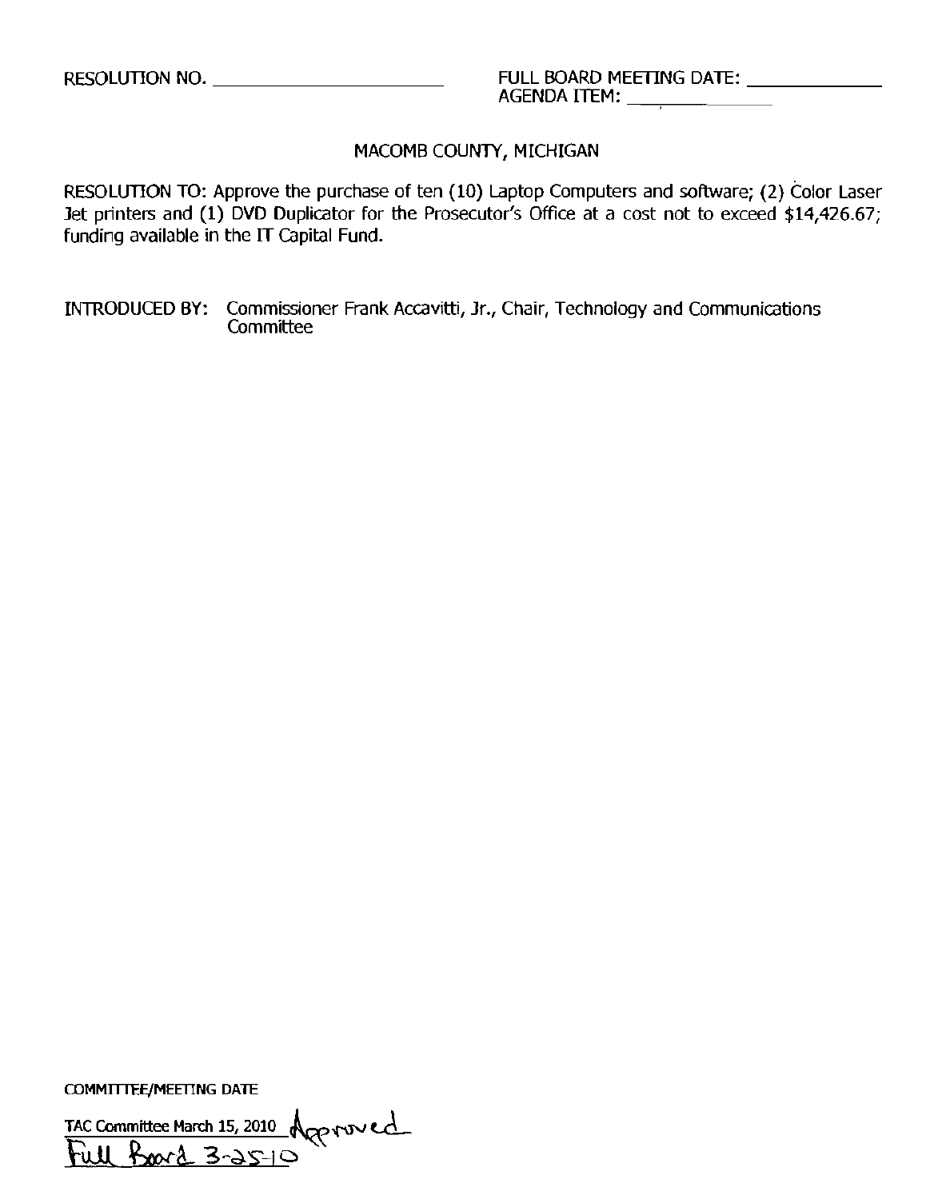RESOLUTION NO. ______________________ FULL BOARD MEETING DATE: ____________

AGENDA ITEM: ______________

MACOMB COUNTY, MICHIGAN

RESOLUTION TO: Approve the purchase of ten (10) Laptop Computers and software; (2) Color Laser Jet printers and (1) DVD Duplicator for the Prosecutor's Office at a cost not to exceed $14,426.67; funding available in the IT Capital Fund.

INTRODUCED BY: Commissioner Frank Accavitti, Jr., Chair, Technology and Communications Committee

COMMITTEE/MEETING DATE

TAC Committee March 15, 2010 Approved

Full Board 3-25-10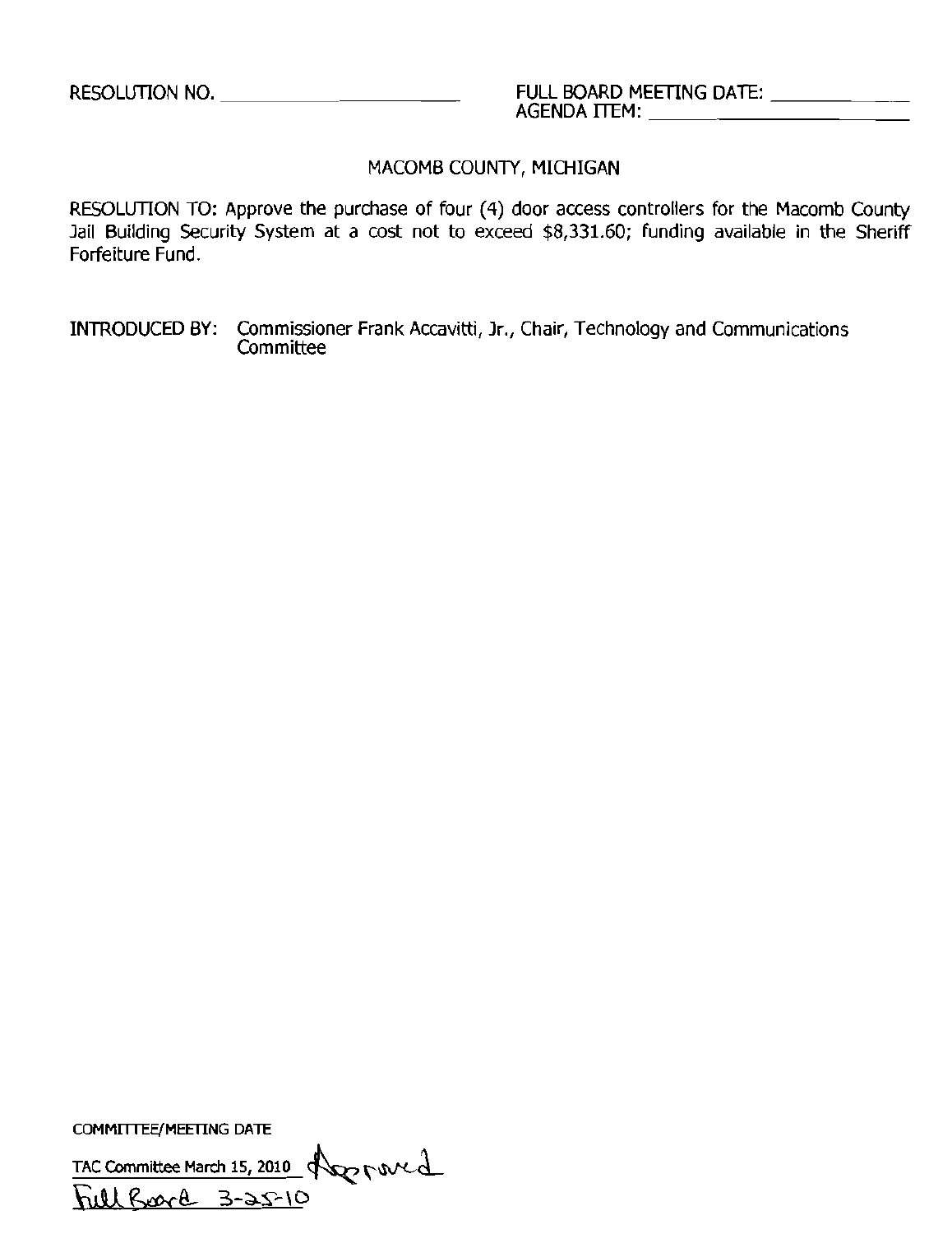RESOLUTION NO. ____________________ FULL BOARD MEETING DATE: __________
AGENDA ITEM: ____________________

## MACOMB COUNTY, MICHIGAN

RESOLUTION TO: Approve the purchase of four (4) door access controllers for the Macomb County Jail Building Security System at a cost not to exceed $8,331.60; funding available in the Sheriff Forfeiture Fund.

INTRODUCED BY: Commissioner Frank Accavitti, Jr., Chair, Technology and Communications Committee

COMMITTEE/MEETING DATE

TAC Committee March 15, 2010 Approved

Full Board 3-25-10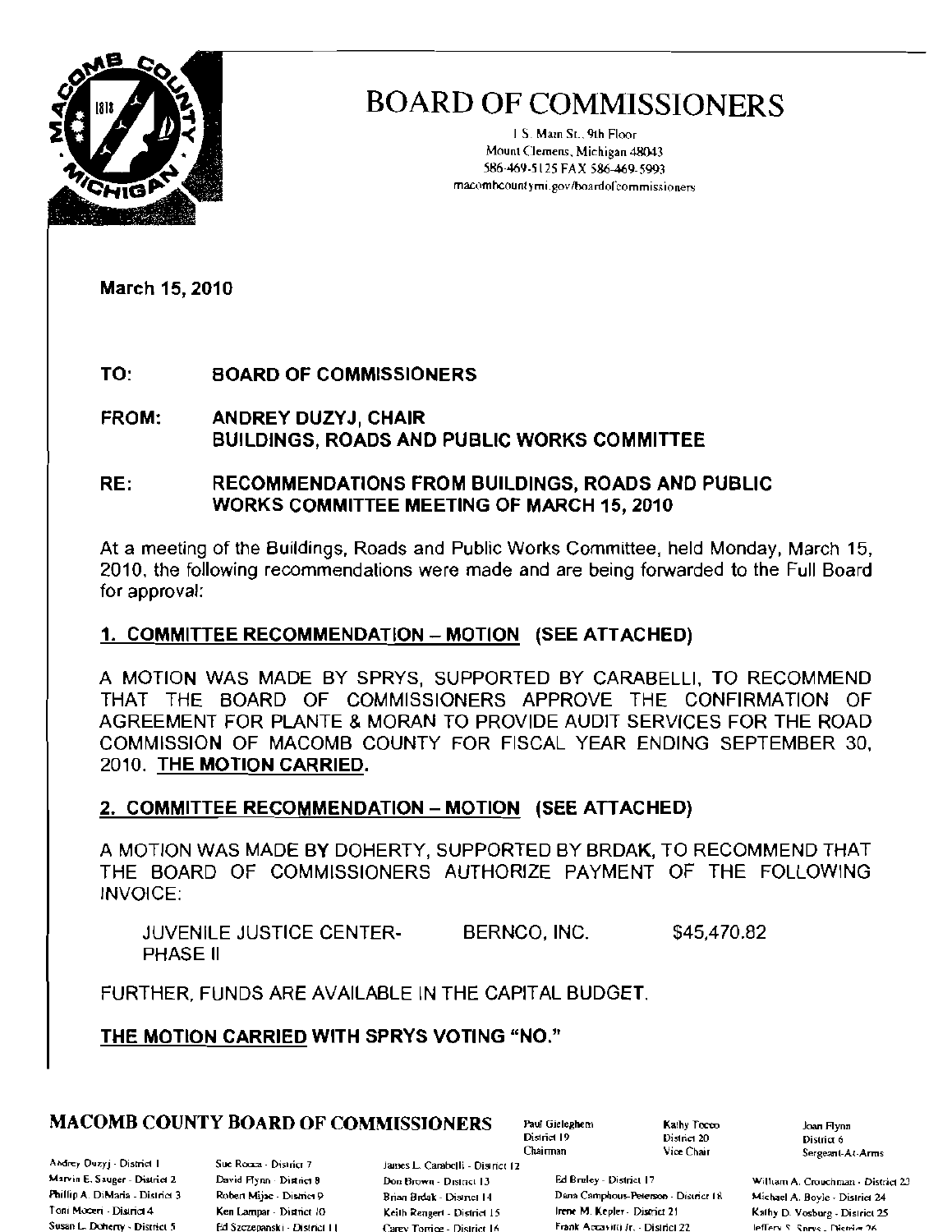# BOARD OF COMMISSIONERS

1 S. Main St., 9th Floor
Mount Clemens, Michigan 48043
586-469-5125 FAX 586-469-5993
macombcountymi.gov/boardofcommissioners

March 15, 2010

**TO:** BOARD OF COMMISSIONERS

**FROM:** ANDREY DUZYJ, CHAIR
BUILDINGS, ROADS AND PUBLIC WORKS COMMITTEE

**RE:** RECOMMENDATIONS FROM BUILDINGS, ROADS AND PUBLIC WORKS COMMITTEE MEETING OF MARCH 15, 2010

At a meeting of the Buildings, Roads and Public Works Committee, held Monday, March 15, 2010, the following recommendations were made and are being forwarded to the Full Board for approval:

**1. COMMITTEE RECOMMENDATION – MOTION (SEE ATTACHED)**

A MOTION WAS MADE BY SPRYS, SUPPORTED BY CARABELLI, TO RECOMMEND THAT THE BOARD OF COMMISSIONERS APPROVE THE CONFIRMATION OF AGREEMENT FOR PLANTE & MORAN TO PROVIDE AUDIT SERVICES FOR THE ROAD COMMISSION OF MACOMB COUNTY FOR FISCAL YEAR ENDING SEPTEMBER 30, 2010. **THE MOTION CARRIED.**

**2. COMMITTEE RECOMMENDATION – MOTION (SEE ATTACHED)**

A MOTION WAS MADE BY DOHERTY, SUPPORTED BY BRDAK, TO RECOMMEND THAT THE BOARD OF COMMISSIONERS AUTHORIZE PAYMENT OF THE FOLLOWING INVOICE:

| | | |
|---|---|---|
| JUVENILE JUSTICE CENTER-PHASE II | BERNCO, INC. | $45,470.82 |

FURTHER, FUNDS ARE AVAILABLE IN THE CAPITAL BUDGET.

**THE MOTION CARRIED WITH SPRYS VOTING "NO."**

**MACOMB COUNTY BOARD OF COMMISSIONERS**

Paul Gieleghem, District 19, Chairman — Kathy Tocco, District 20, Vice Chair — Joan Flynn, District 6, Sergeant-At-Arms

Andrey Duzyj - District 1
Marvin E. Sauger - District 2
Phillip A. DiMaria - District 3
Toni Moceri - District 4
Susan L. Doherty - District 5
Sue Rocca - District 7
David Flynn - District 8
Robert Mijac - District 9
Ken Lampar - District 10
Ed Szczepanski - District 11
James L. Carabelli - District 12
Don Brown - District 13
Brian Brdak - District 14
Keith Rengert - District 15
Carey Torrice - District 16
Ed Bruley - District 17
Dana Camphous-Peterson - District 18
Irene M. Kepler - District 21
Frank Accavitti Jr. - District 22
William A. Crouchman - District 23
Michael A. Boyle - District 24
Kathy D. Vosburg - District 25
Jeffery S. Sprys - District 26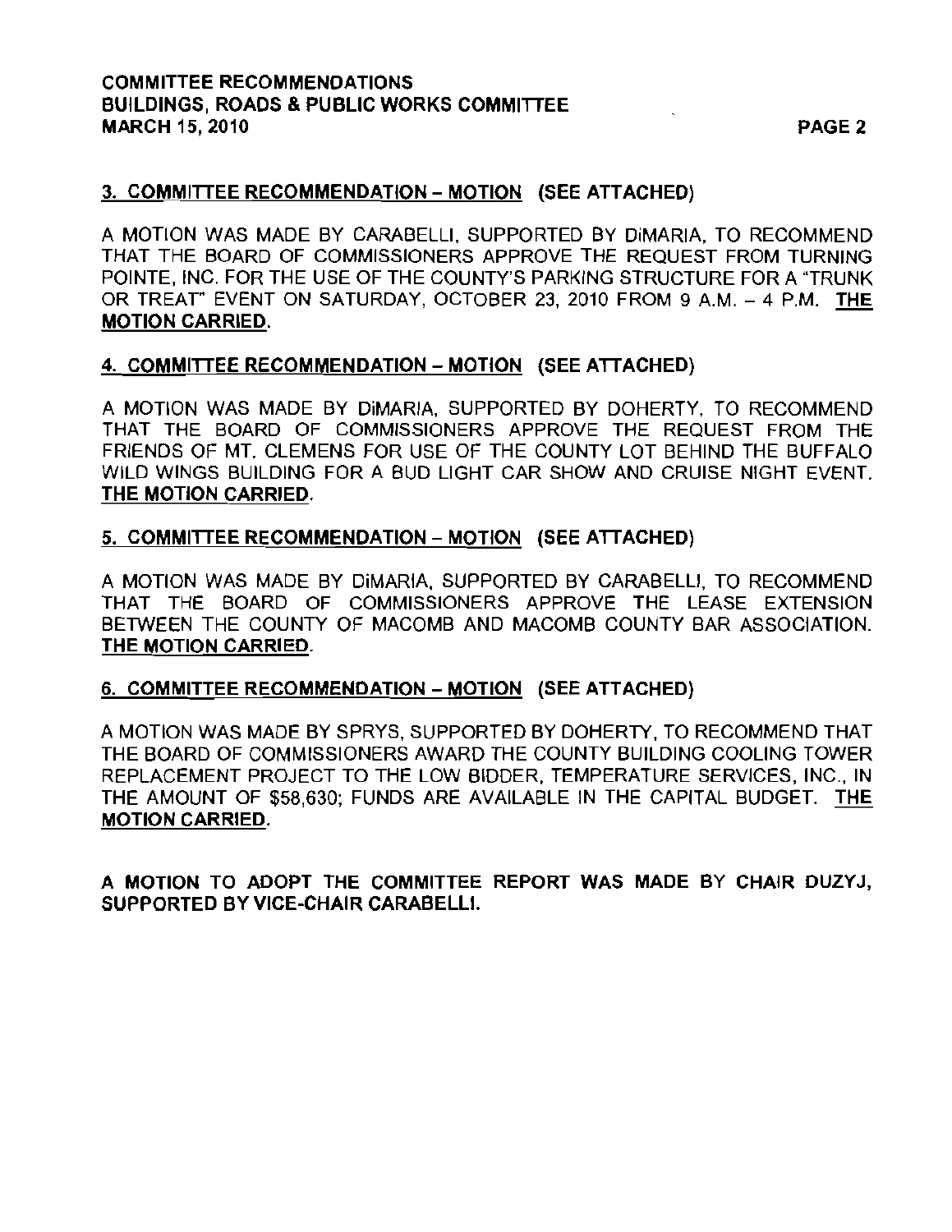**COMMITTEE RECOMMENDATIONS**
**BUILDINGS, ROADS & PUBLIC WORKS COMMITTEE**
**MARCH 15, 2010**

### 3. COMMITTEE RECOMMENDATION – MOTION (SEE ATTACHED)

A MOTION WAS MADE BY CARABELLI, SUPPORTED BY DiMARIA, TO RECOMMEND THAT THE BOARD OF COMMISSIONERS APPROVE THE REQUEST FROM TURNING POINTE, INC. FOR THE USE OF THE COUNTY'S PARKING STRUCTURE FOR A "TRUNK OR TREAT" EVENT ON SATURDAY, OCTOBER 23, 2010 FROM 9 A.M. – 4 P.M. **THE MOTION CARRIED.**

### 4. COMMITTEE RECOMMENDATION – MOTION (SEE ATTACHED)

A MOTION WAS MADE BY DiMARIA, SUPPORTED BY DOHERTY, TO RECOMMEND THAT THE BOARD OF COMMISSIONERS APPROVE THE REQUEST FROM THE FRIENDS OF MT. CLEMENS FOR USE OF THE COUNTY LOT BEHIND THE BUFFALO WILD WINGS BUILDING FOR A BUD LIGHT CAR SHOW AND CRUISE NIGHT EVENT. **THE MOTION CARRIED.**

### 5. COMMITTEE RECOMMENDATION – MOTION (SEE ATTACHED)

A MOTION WAS MADE BY DiMARIA, SUPPORTED BY CARABELLI, TO RECOMMEND THAT THE BOARD OF COMMISSIONERS APPROVE THE LEASE EXTENSION BETWEEN THE COUNTY OF MACOMB AND MACOMB COUNTY BAR ASSOCIATION. **THE MOTION CARRIED.**

### 6. COMMITTEE RECOMMENDATION – MOTION (SEE ATTACHED)

A MOTION WAS MADE BY SPRYS, SUPPORTED BY DOHERTY, TO RECOMMEND THAT THE BOARD OF COMMISSIONERS AWARD THE COUNTY BUILDING COOLING TOWER REPLACEMENT PROJECT TO THE LOW BIDDER, TEMPERATURE SERVICES, INC., IN THE AMOUNT OF $58,630; FUNDS ARE AVAILABLE IN THE CAPITAL BUDGET. **THE MOTION CARRIED.**

**A MOTION TO ADOPT THE COMMITTEE REPORT WAS MADE BY CHAIR DUZYJ, SUPPORTED BY VICE-CHAIR CARABELLI.**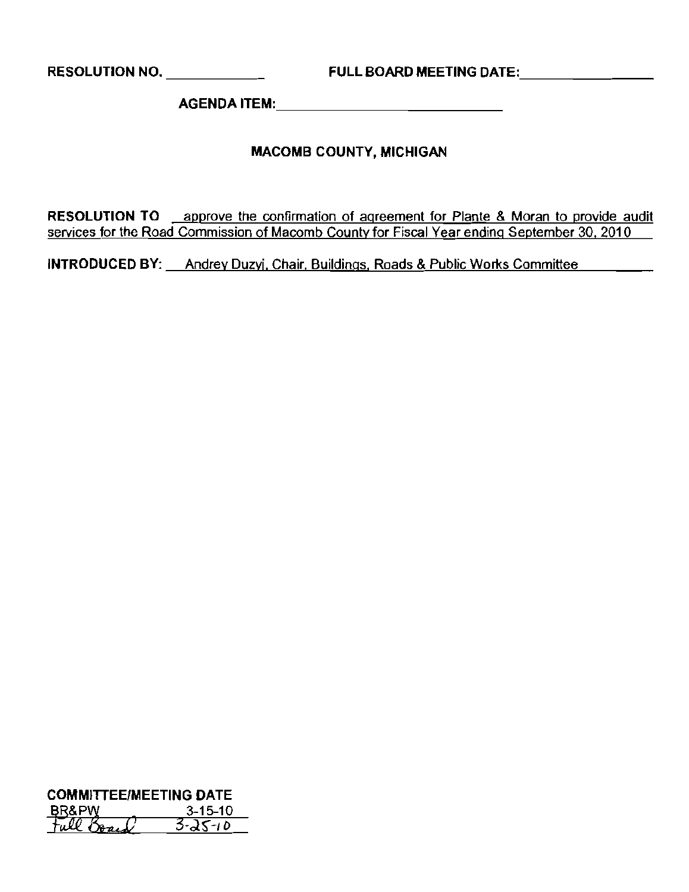RESOLUTION NO. ____________ FULL BOARD MEETING DATE: ____________

AGENDA ITEM: ____________________________

## MACOMB COUNTY, MICHIGAN

**RESOLUTION TO** approve the confirmation of agreement for Plante & Moran to provide audit services for the Road Commission of Macomb County for Fiscal Year ending September 30, 2010

**INTRODUCED BY:** Andrey Duzyj, Chair, Buildings, Roads & Public Works Committee

**COMMITTEE/MEETING DATE**

| | |
|---|---|
| BR&PW | 3-15-10 |
| Full Board | 3-25-10 |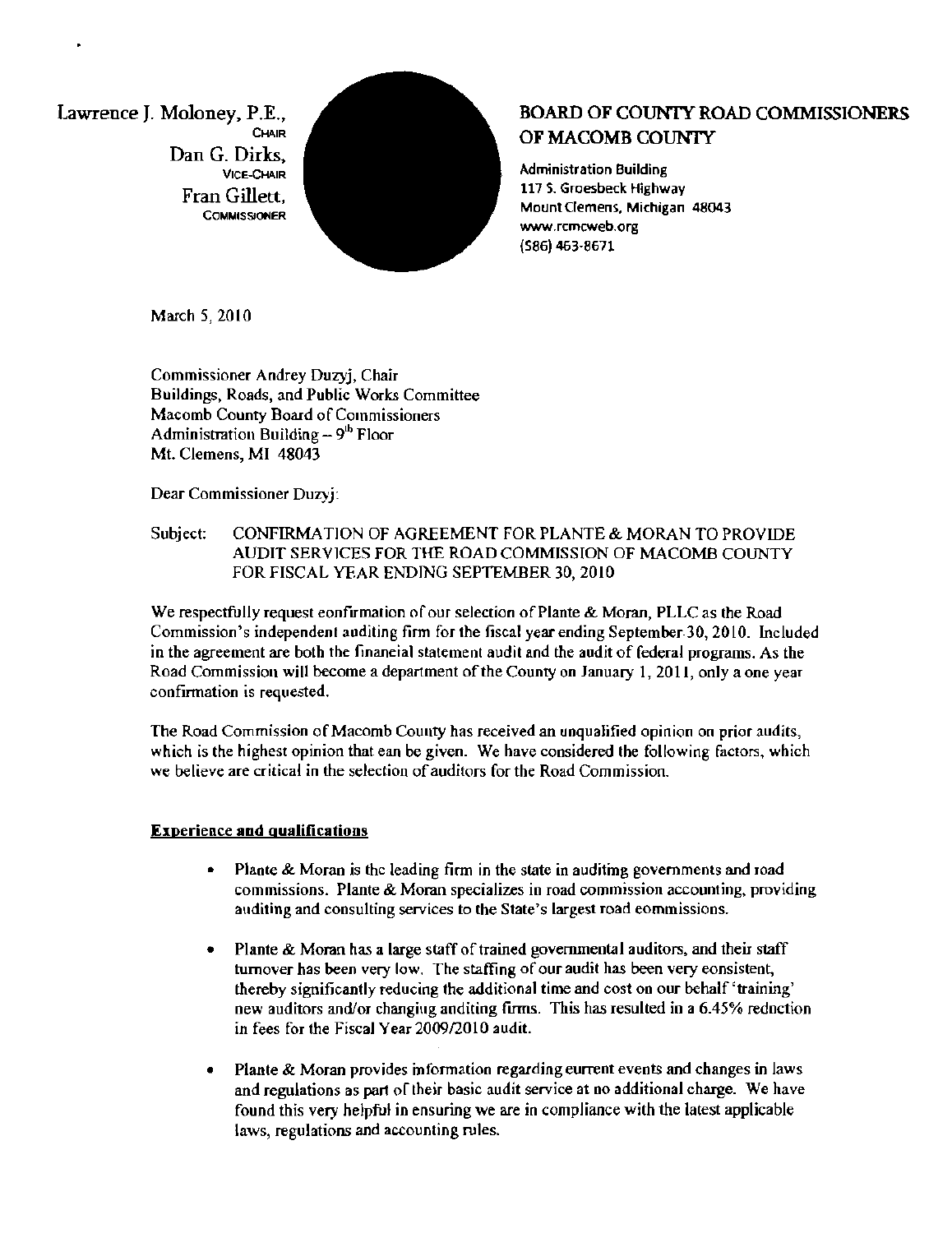Lawrence J. Moloney, P.E.,
CHAIR
Dan G. Dirks,
VICE-CHAIR
Fran Gillett,
COMMISSIONER

**BOARD OF COUNTY ROAD COMMISSIONERS OF MACOMB COUNTY**

Administration Building
117 S. Groesbeck Highway
Mount Clemens, Michigan 48043
www.rcmcweb.org
(586) 463-8671

March 5, 2010

Commissioner Andrey Duzyj, Chair
Buildings, Roads, and Public Works Committee
Macomb County Board of Commissioners
Administration Building – 9th Floor
Mt. Clemens, MI 48043

Dear Commissioner Duzyj:

Subject: CONFIRMATION OF AGREEMENT FOR PLANTE & MORAN TO PROVIDE AUDIT SERVICES FOR THE ROAD COMMISSION OF MACOMB COUNTY FOR FISCAL YEAR ENDING SEPTEMBER 30, 2010

We respectfully request confirmation of our selection of Plante & Moran, PLLC as the Road Commission's independent auditing firm for the fiscal year ending September 30, 2010. Included in the agreement are both the financial statement audit and the audit of federal programs. As the Road Commission will become a department of the County on January 1, 2011, only a one year confirmation is requested.

The Road Commission of Macomb County has received an unqualified opinion on prior audits, which is the highest opinion that can be given. We have considered the following factors, which we believe are critical in the selection of auditors for the Road Commission.

**Experience and qualifications**

- Plante & Moran is the leading firm in the state in auditing governments and road commissions. Plante & Moran specializes in road commission accounting, providing auditing and consulting services to the State's largest road commissions.
- Plante & Moran has a large staff of trained governmental auditors, and their staff turnover has been very low. The staffing of our audit has been very consistent, thereby significantly reducing the additional time and cost on our behalf 'training' new auditors and/or changing auditing firms. This has resulted in a 6.45% reduction in fees for the Fiscal Year 2009/2010 audit.
- Plante & Moran provides information regarding current events and changes in laws and regulations as part of their basic audit service at no additional charge. We have found this very helpful in ensuring we are in compliance with the latest applicable laws, regulations and accounting rules.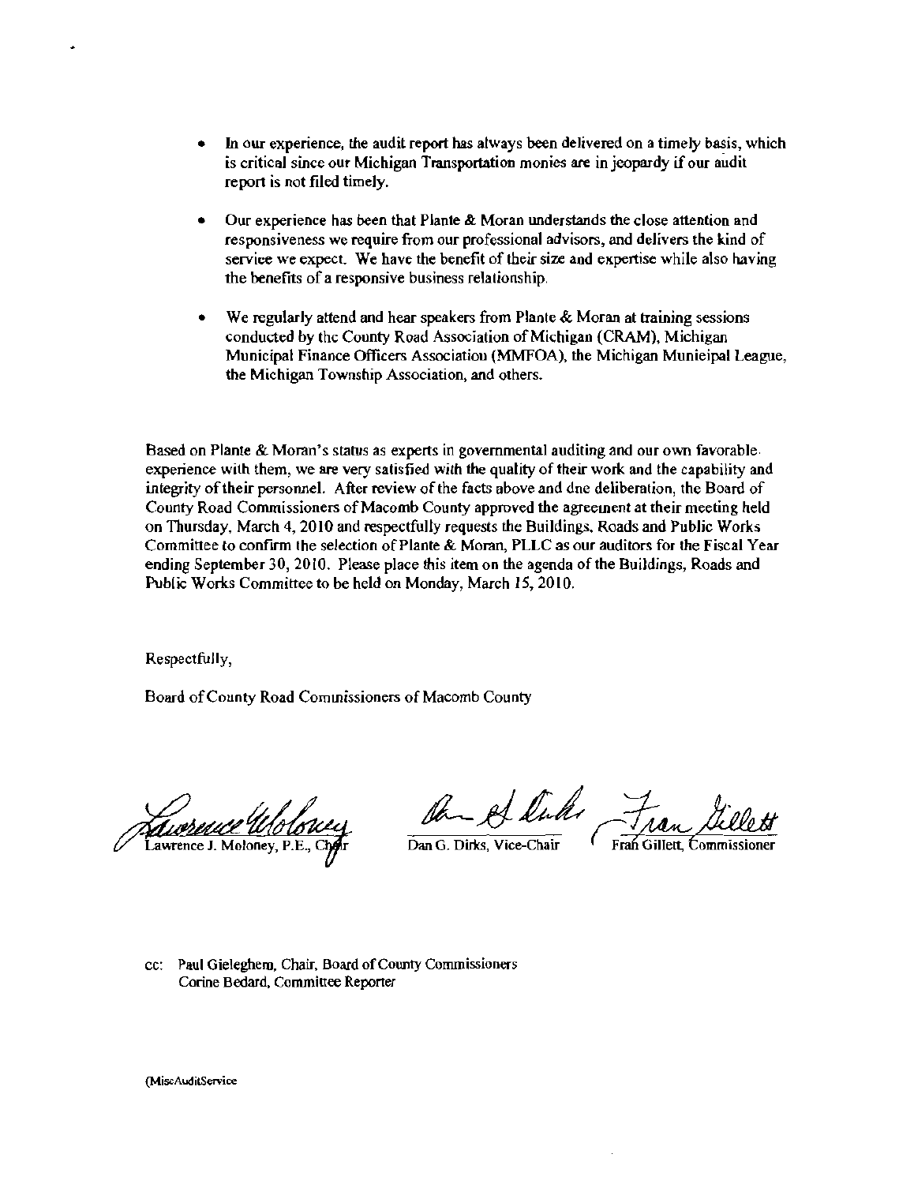- In our experience, the audit report has always been delivered on a timely basis, which is critical since our Michigan Transportation monies are in jeopardy if our audit report is not filed timely.

- Our experience has been that Plante & Moran understands the close attention and responsiveness we require from our professional advisors, and delivers the kind of service we expect. We have the benefit of their size and expertise while also having the benefits of a responsive business relationship.

- We regularly attend and hear speakers from Plante & Moran at training sessions conducted by the County Road Association of Michigan (CRAM), Michigan Municipal Finance Officers Association (MMFOA), the Michigan Municipal League, the Michigan Township Association, and others.

Based on Plante & Moran's status as experts in governmental auditing and our own favorable experience with them, we are very satisfied with the quality of their work and the capability and integrity of their personnel. After review of the facts above and due deliberation, the Board of County Road Commissioners of Macomb County approved the agreement at their meeting held on Thursday, March 4, 2010 and respectfully requests the Buildings, Roads and Public Works Committee to confirm the selection of Plante & Moran, PLLC as our auditors for the Fiscal Year ending September 30, 2010. Please place this item on the agenda of the Buildings, Roads and Public Works Committee to be held on Monday, March 15, 2010.

Respectfully,

Board of County Road Commissioners of Macomb County

Lawrence J. Moloney, P.E., Chair    Dan G. Dirks, Vice-Chair    Fran Gillett, Commissioner

cc: Paul Gieleghem, Chair, Board of County Commissioners
Corine Bedard, Committee Reporter

(MiscAuditService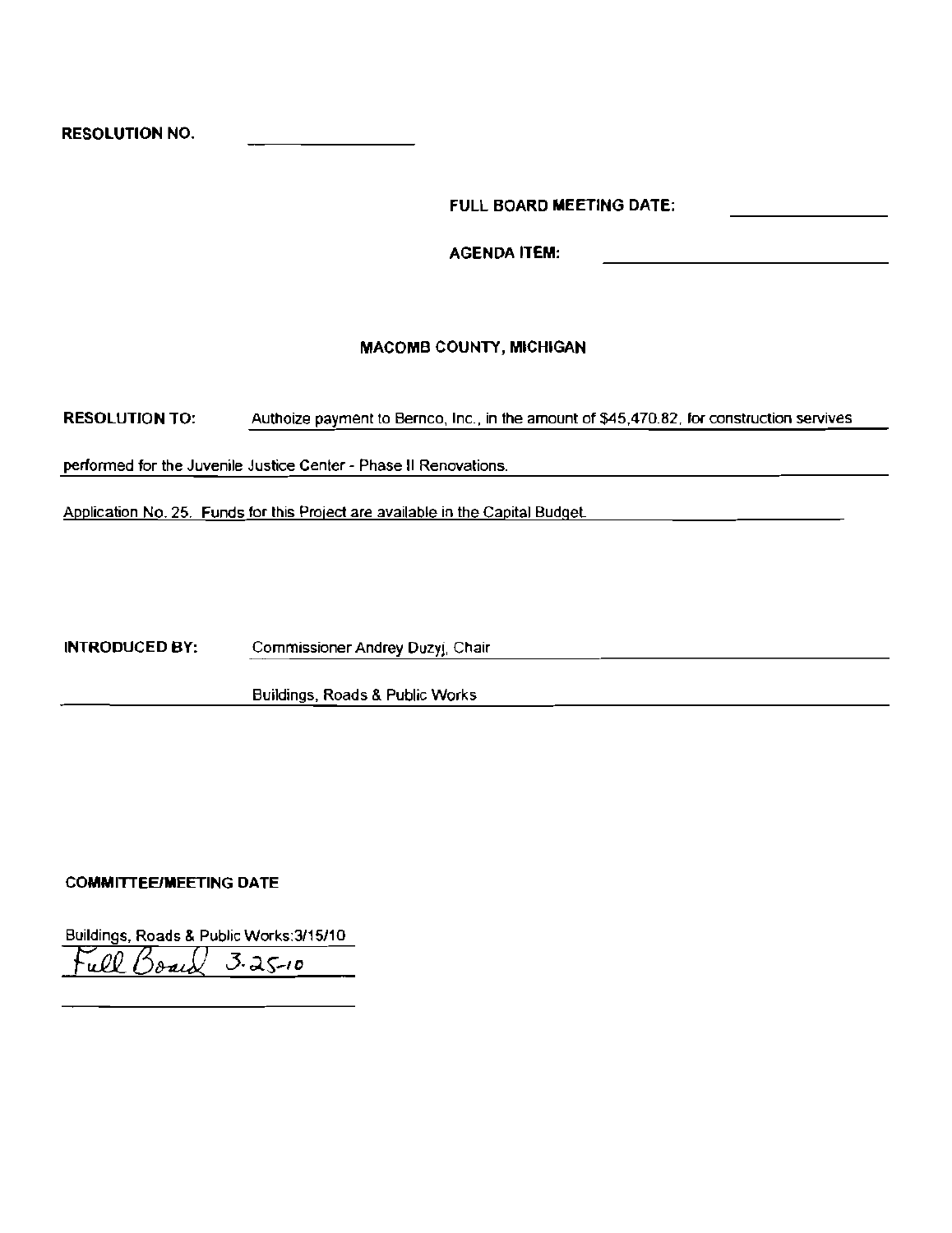**RESOLUTION NO.** ______________

**FULL BOARD MEETING DATE:** ______________

**AGENDA ITEM:** ______________

**MACOMB COUNTY, MICHIGAN**

**RESOLUTION TO:** Authoize payment to Bernco, Inc., in the amount of $45,470.82, for construction servives performed for the Juvenile Justice Center - Phase II Renovations.

Application No. 25. Funds for this Project are available in the Capital Budget.

**INTRODUCED BY:** Commissioner Andrey Duzyj, Chair

Buildings, Roads & Public Works

**COMMITTEE/MEETING DATE**

Buildings, Roads & Public Works:3/15/10

Full Board 3-25-10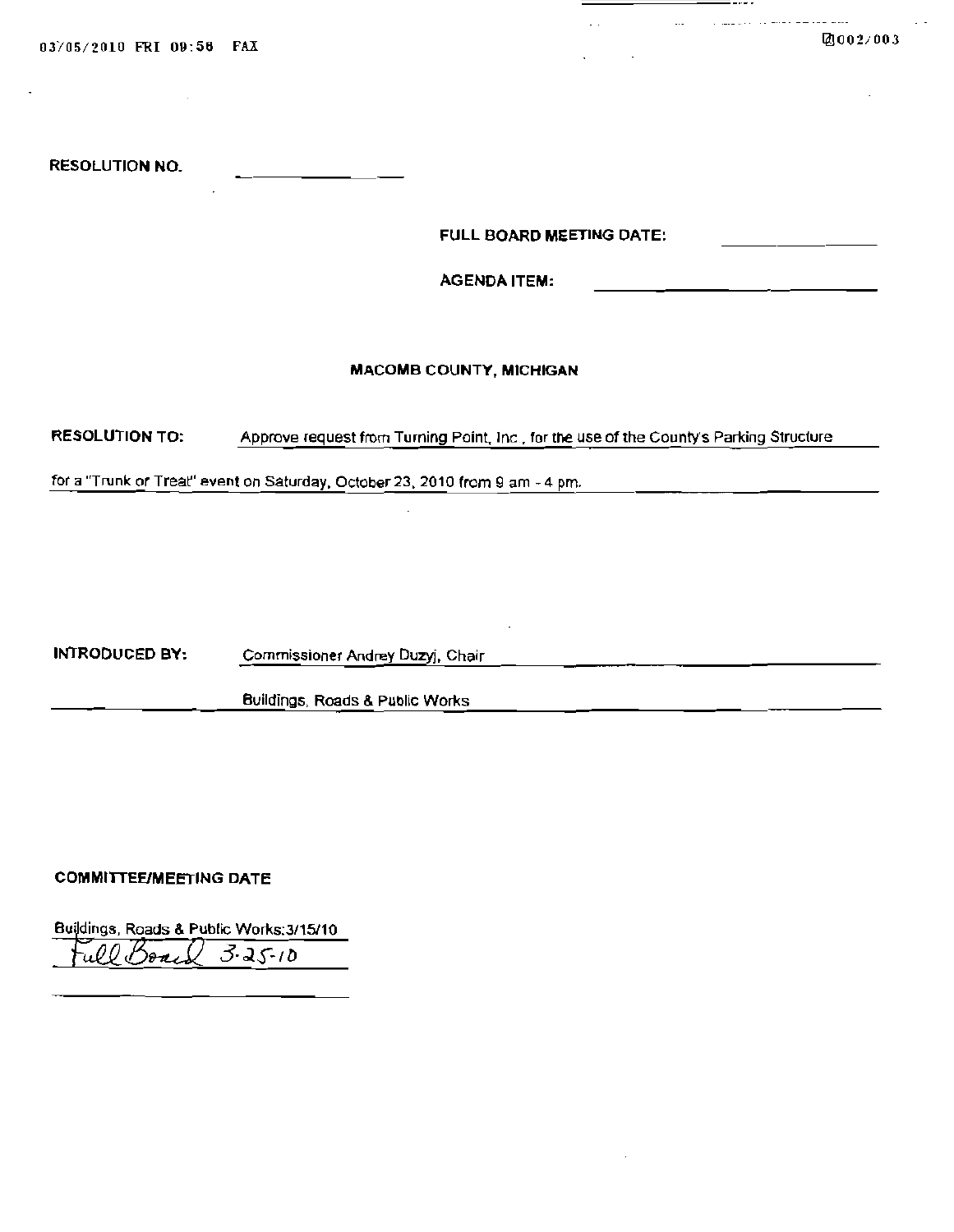RESOLUTION NO. ____________

FULL BOARD MEETING DATE: ____________

AGENDA ITEM: ____________

**MACOMB COUNTY, MICHIGAN**

**RESOLUTION TO:** Approve request from Turning Point, Inc., for the use of the County's Parking Structure for a "Trunk or Treat" event on Saturday, October 23, 2010 from 9 am - 4 pm.

**INTRODUCED BY:** Commissioner Andrey Duzyj, Chair
Buildings, Roads & Public Works

**COMMITTEE/MEETING DATE**

Buildings, Roads & Public Works: 3/15/10

Full Board 3-25-10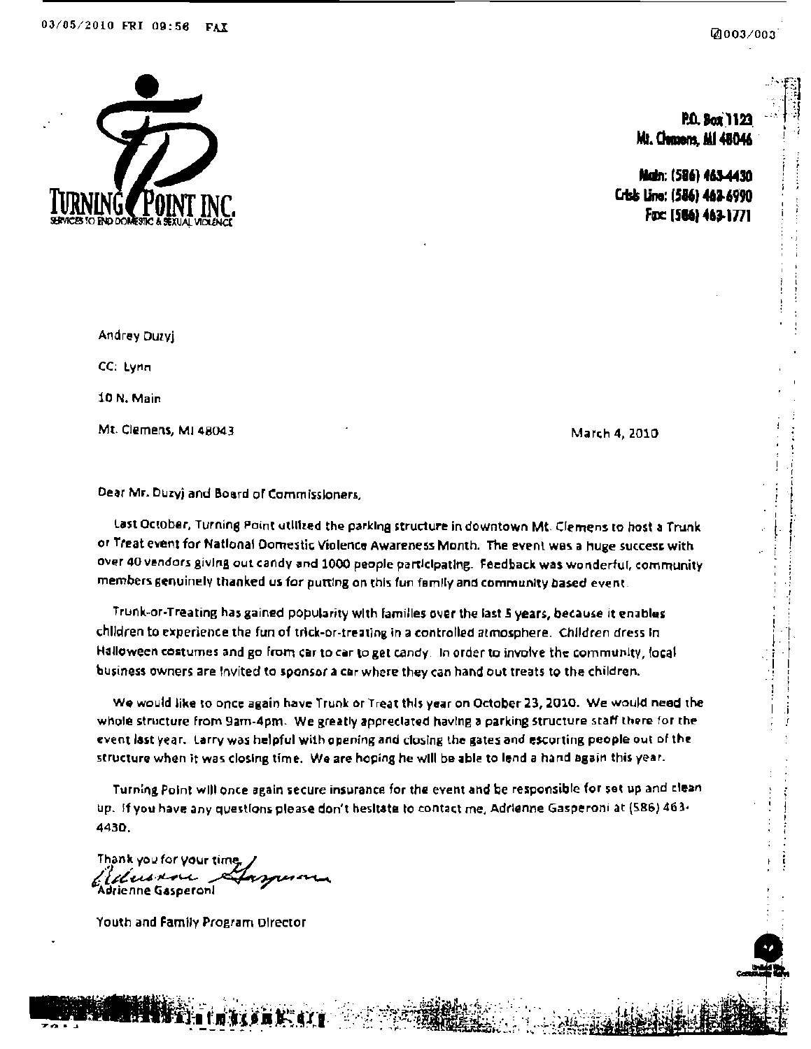**TURNING POINT INC.**
SERVICES TO END DOMESTIC & SEXUAL VIOLENCE

P.O. Box 1123
Mt. Clemens, MI 48046

Main: (586) 463-4430
Crisis Line: (586) 463-6990
Fax: (586) 463-1771

Andrey Duzyj

CC: Lynn

10 N. Main

Mt. Clemens, MI 48043

March 4, 2010

Dear Mr. Duzyj and Board of Commissioners,

Last October, Turning Point utilized the parking structure in downtown Mt. Clemens to host a Trunk or Treat event for National Domestic Violence Awareness Month. The event was a huge success with over 40 vendors giving out candy and 1000 people participating. Feedback was wonderful, community members genuinely thanked us for putting on this fun family and community based event.

Trunk-or-Treating has gained popularity with families over the last 5 years, because it enables children to experience the fun of trick-or-treating in a controlled atmosphere. Children dress in Halloween costumes and go from car to car to get candy. In order to involve the community, local business owners are invited to sponsor a car where they can hand out treats to the children.

We would like to once again have Trunk or Treat this year on October 23, 2010. We would need the whole structure from 9am-4pm. We greatly appreciated having a parking structure staff there for the event last year. Larry was helpful with opening and closing the gates and escorting people out of the structure when it was closing time. We are hoping he will be able to lend a hand again this year.

Turning Point will once again secure insurance for the event and be responsible for set up and clean up. If you have any questions please don't hesitate to contact me, Adrienne Gasperoni at (586) 463-4430.

Thank you for your time,

Adrienne Gasperoni

Youth and Family Program Director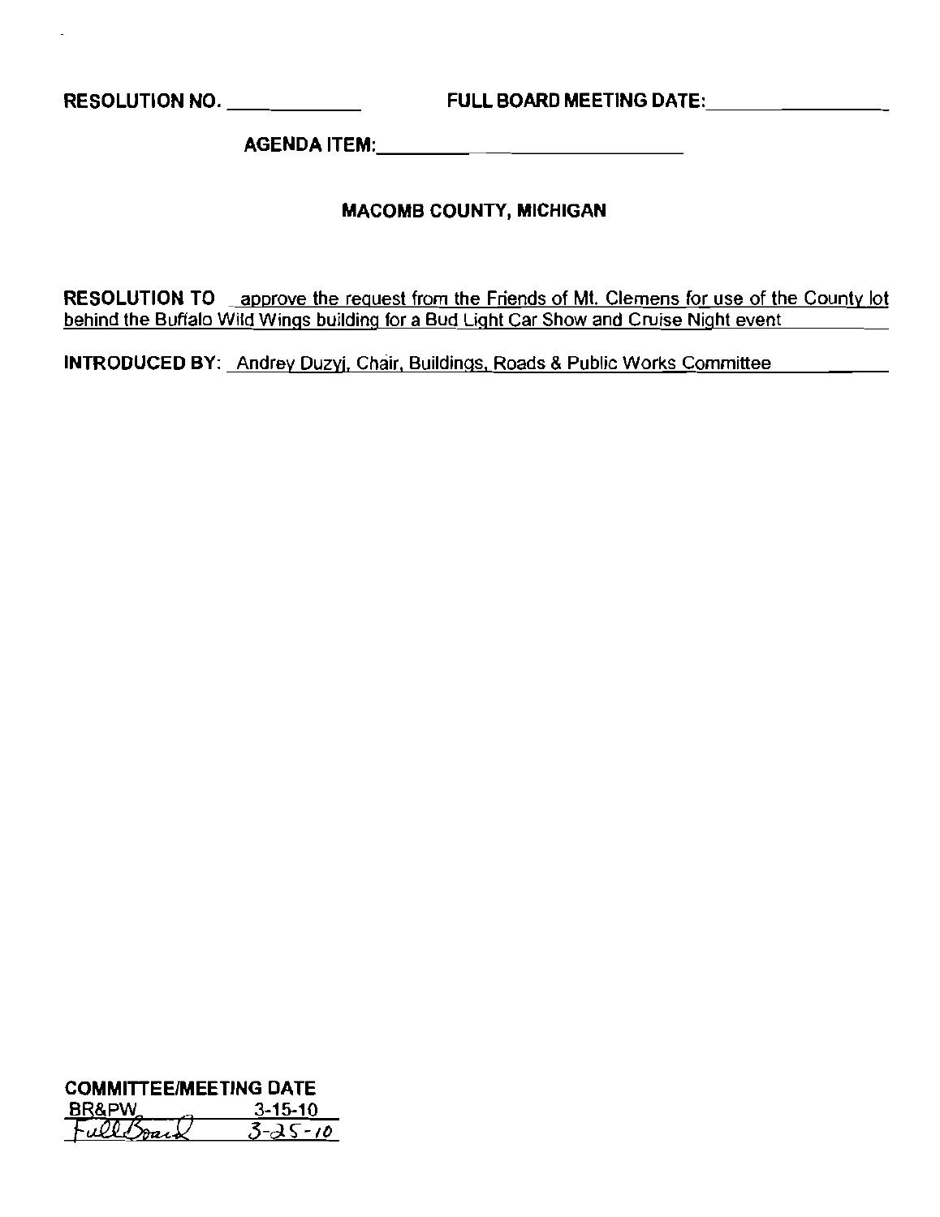**RESOLUTION NO.** ____________ **FULL BOARD MEETING DATE:** ____________

**AGENDA ITEM:** ____________

**MACOMB COUNTY, MICHIGAN**

**RESOLUTION TO** approve the request from the Friends of Mt. Clemens for use of the County lot behind the Buffalo Wild Wings building for a Bud Light Car Show and Cruise Night event

**INTRODUCED BY:** Andrey Duzyj, Chair, Buildings, Roads & Public Works Committee

| COMMITTEE/MEETING DATE | |
|---|---|
| BR&PW | 3-15-10 |
| Full Board | 3-25-10 |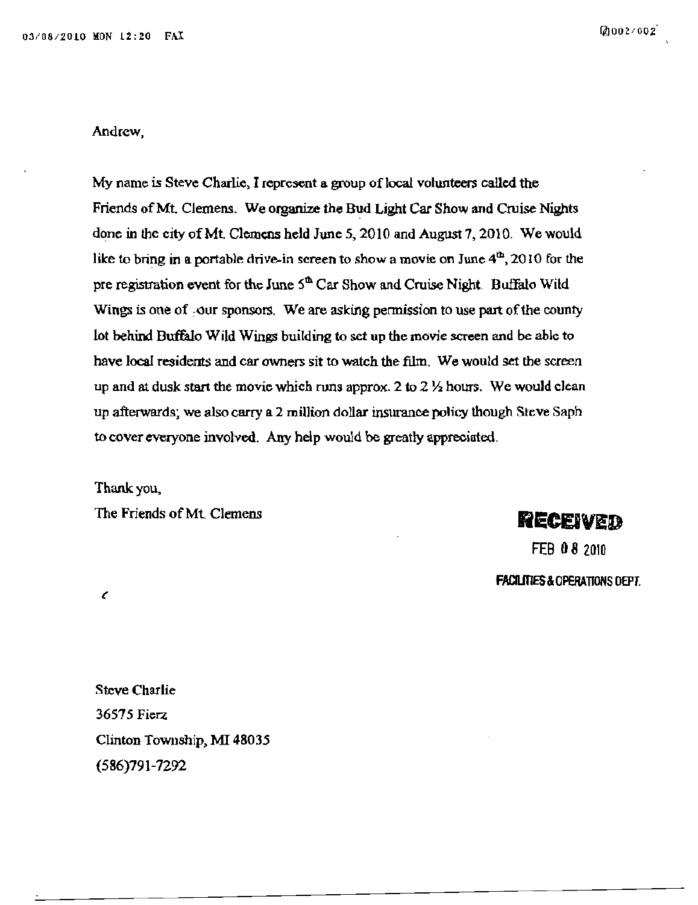Andrew,

My name is Steve Charlie, I represent a group of local volunteers called the Friends of Mt. Clemens. We organize the Bud Light Car Show and Cruise Nights done in the city of Mt. Clemens held June 5, 2010 and August 7, 2010. We would like to bring in a portable drive-in screen to show a movie on June 4th, 2010 for the pre registration event for the June 5th Car Show and Cruise Night. Buffalo Wild Wings is one of our sponsors. We are asking permission to use part of the county lot behind Buffalo Wild Wings building to set up the movie screen and be able to have local residents and car owners sit to watch the film. We would set the screen up and at dusk start the movie which runs approx. 2 to 2 ½ hours. We would clean up afterwards; we also carry a 2 million dollar insurance policy though Steve Saph to cover everyone involved. Any help would be greatly appreciated.

Thank you,
The Friends of Mt. Clemens

**RECEIVED**
FEB 08 2010
**FACILITIES & OPERATIONS DEPT.**

Steve Charlie
36575 Fierz
Clinton Township, MI 48035
(586)791-7292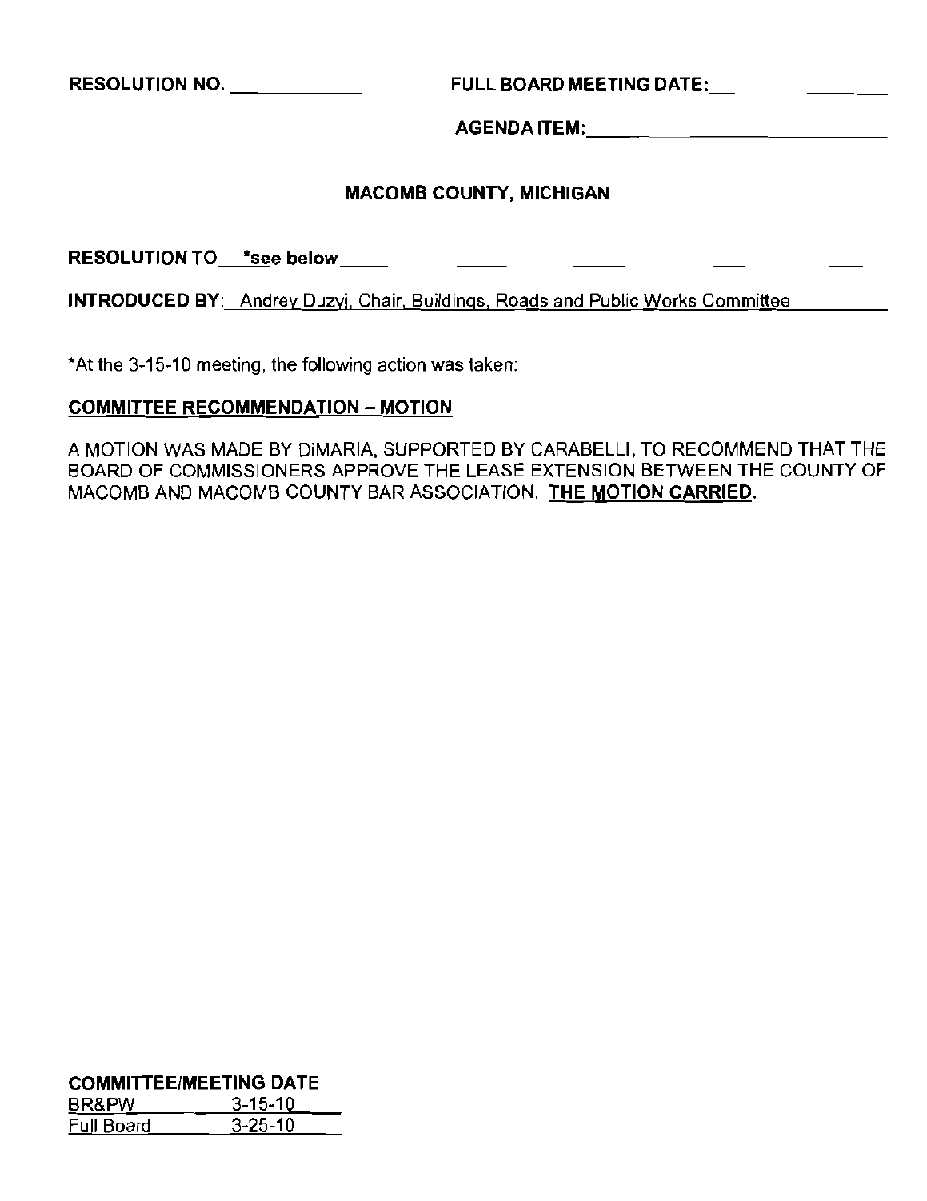RESOLUTION NO. ____________ FULL BOARD MEETING DATE: ______________

AGENDA ITEM: ______________________

**MACOMB COUNTY, MICHIGAN**

**RESOLUTION TO** *see below

**INTRODUCED BY**: Andrey Duzyj, Chair, Buildings, Roads and Public Works Committee

*At the 3-15-10 meeting, the following action was taken:

**COMMITTEE RECOMMENDATION – MOTION**

A MOTION WAS MADE BY DiMARIA, SUPPORTED BY CARABELLI, TO RECOMMEND THAT THE BOARD OF COMMISSIONERS APPROVE THE LEASE EXTENSION BETWEEN THE COUNTY OF MACOMB AND MACOMB COUNTY BAR ASSOCIATION. **THE MOTION CARRIED.**

**COMMITTEE/MEETING DATE**

| | |
|---|---|
| BR&PW | 3-15-10 |
| Full Board | 3-25-10 |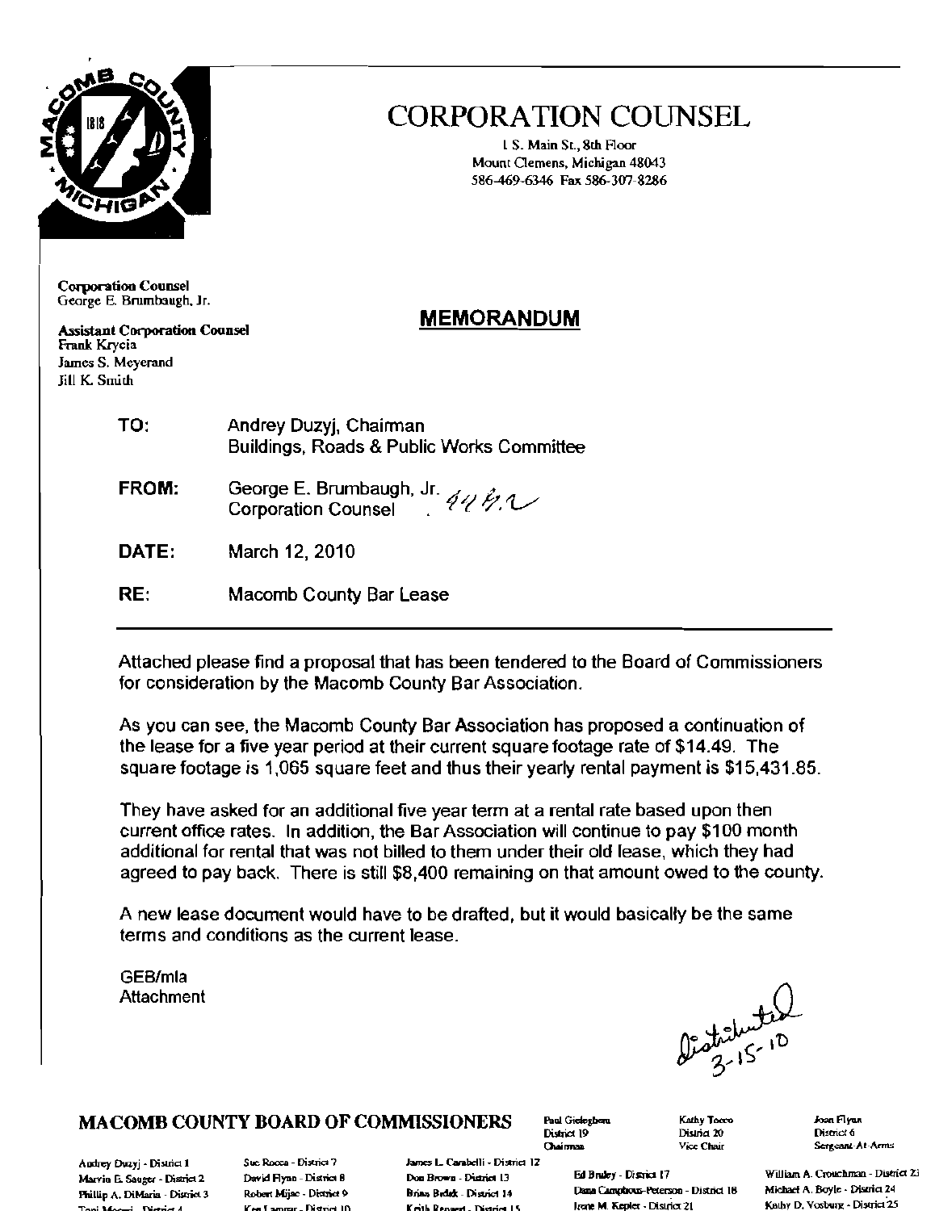# CORPORATION COUNSEL

1 S. Main St., 8th Floor
Mount Clemens, Michigan 48043
586-469-6346 Fax 586-307-8286

**Corporation Counsel**
George E. Brumbaugh, Jr.

**Assistant Corporation Counsel**
Frank Krycia
James S. Meyerand
Jill K. Smith

## MEMORANDUM

**TO:** Andrey Duzyj, Chairman
Buildings, Roads & Public Works Committee

**FROM:** George E. Brumbaugh, Jr.
Corporation Counsel

**DATE:** March 12, 2010

**RE:** Macomb County Bar Lease

---

Attached please find a proposal that has been tendered to the Board of Commissioners for consideration by the Macomb County Bar Association.

As you can see, the Macomb County Bar Association has proposed a continuation of the lease for a five year period at their current square footage rate of $14.49. The square footage is 1,065 square feet and thus their yearly rental payment is $15,431.85.

They have asked for an additional five year term at a rental rate based upon then current office rates. In addition, the Bar Association will continue to pay $100 month additional for rental that was not billed to them under their old lease, which they had agreed to pay back. There is still $8,400 remaining on that amount owed to the county.

A new lease document would have to be drafted, but it would basically be the same terms and conditions as the current lease.

GEB/mla
Attachment

Distributed 3-15-10

**MACOMB COUNTY BOARD OF COMMISSIONERS**

Paul Gieleghem, District 19, Chairman
Kathy Tocco, District 20, Vice Chair
Joan Flynn, District 6, Sergeant-At-Arms

Andrey Duzyj - District 1
Marvin E. Sauger - District 2
Phillip A. DiMaria - District 3
Toni Moceri - District 4
Sue Rocca - District 7
David Flynn - District 8
Robert Mijac - District 9
Ken Lampar - District 10
James L. Carabelli - District 12
Don Brown - District 13
Brian Brdak - District 14
Keith Rengert - District 15
Ed Bruley - District 17
Dana Camphous-Peterson - District 18
Irene M. Kepler - District 21
William A. Crouchman - District 23
Michael A. Boyle - District 24
Kathy D. Vosburg - District 25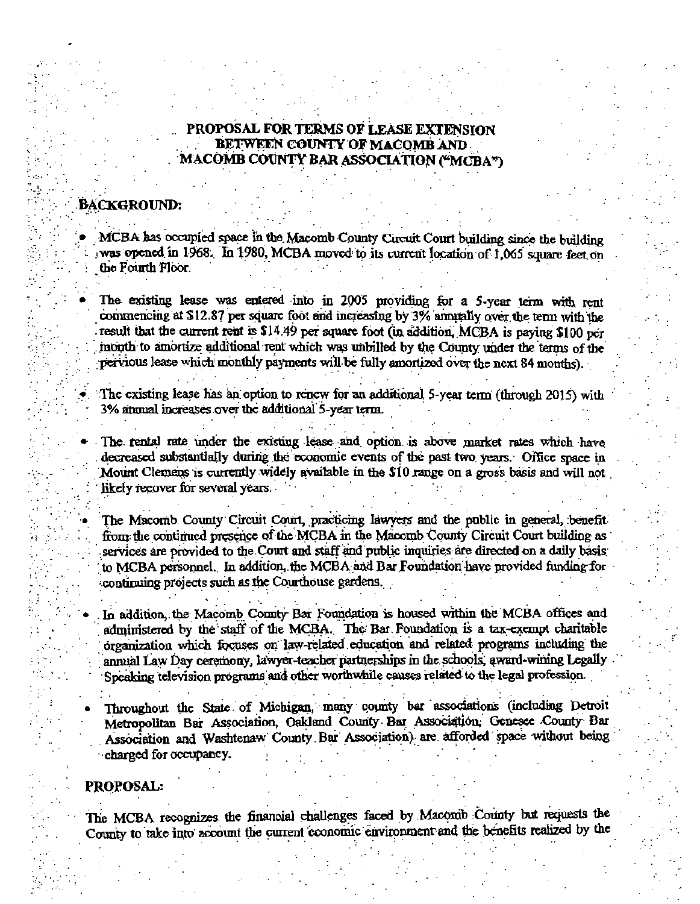# PROPOSAL FOR TERMS OF LEASE EXTENSION BETWEEN COUNTY OF MACOMB AND MACOMB COUNTY BAR ASSOCIATION ("MCBA")

## BACKGROUND:

- MCBA has occupied space in the Macomb County Circuit Court building since the building was opened in 1968. In 1980, MCBA moved to its current location of 1,065 square feet on the Fourth Floor.

- The existing lease was entered into in 2005 providing for a 5-year term with rent commencing at $12.87 per square foot and increasing by 3% annually over the term with the result that the current rent is $14.49 per square foot (in addition, MCBA is paying $100 per month to amortize additional rent which was unbilled by the County under the terms of the pervious lease which monthly payments will be fully amortized over the next 84 months).

- The existing lease has an option to renew for an additional 5-year term (through 2015) with 3% annual increases over the additional 5-year term.

- The rental rate under the existing lease and option is above market rates which have decreased substantially during the economic events of the past two years. Office space in Mount Clemens is currently widely available in the $10 range on a gross basis and will not likely recover for several years.

- The Macomb County Circuit Court, practicing lawyers and the public in general, benefit from the continued presence of the MCBA in the Macomb County Circuit Court building as services are provided to the Court and staff and public inquiries are directed on a daily basis to MCBA personnel. In addition, the MCBA and Bar Foundation have provided funding for continuing projects such as the Courthouse gardens.

- In addition, the Macomb County Bar Foundation is housed within the MCBA offices and administered by the staff of the MCBA. The Bar Foundation is a tax-exempt charitable organization which focuses on law-related education and related programs including the annual Law Day ceremony, lawyer-teacher partnerships in the schools, award-wining Legally Speaking television programs and other worthwhile causes related to the legal profession.

- Throughout the State of Michigan, many county bar associations (including Detroit Metropolitan Bar Association, Oakland County Bar Association, Genesee County Bar Association and Washtenaw County Bar Association) are afforded space without being charged for occupancy.

## PROPOSAL:

The MCBA recognizes the financial challenges faced by Macomb County but requests the County to take into account the current economic environment and the benefits realized by the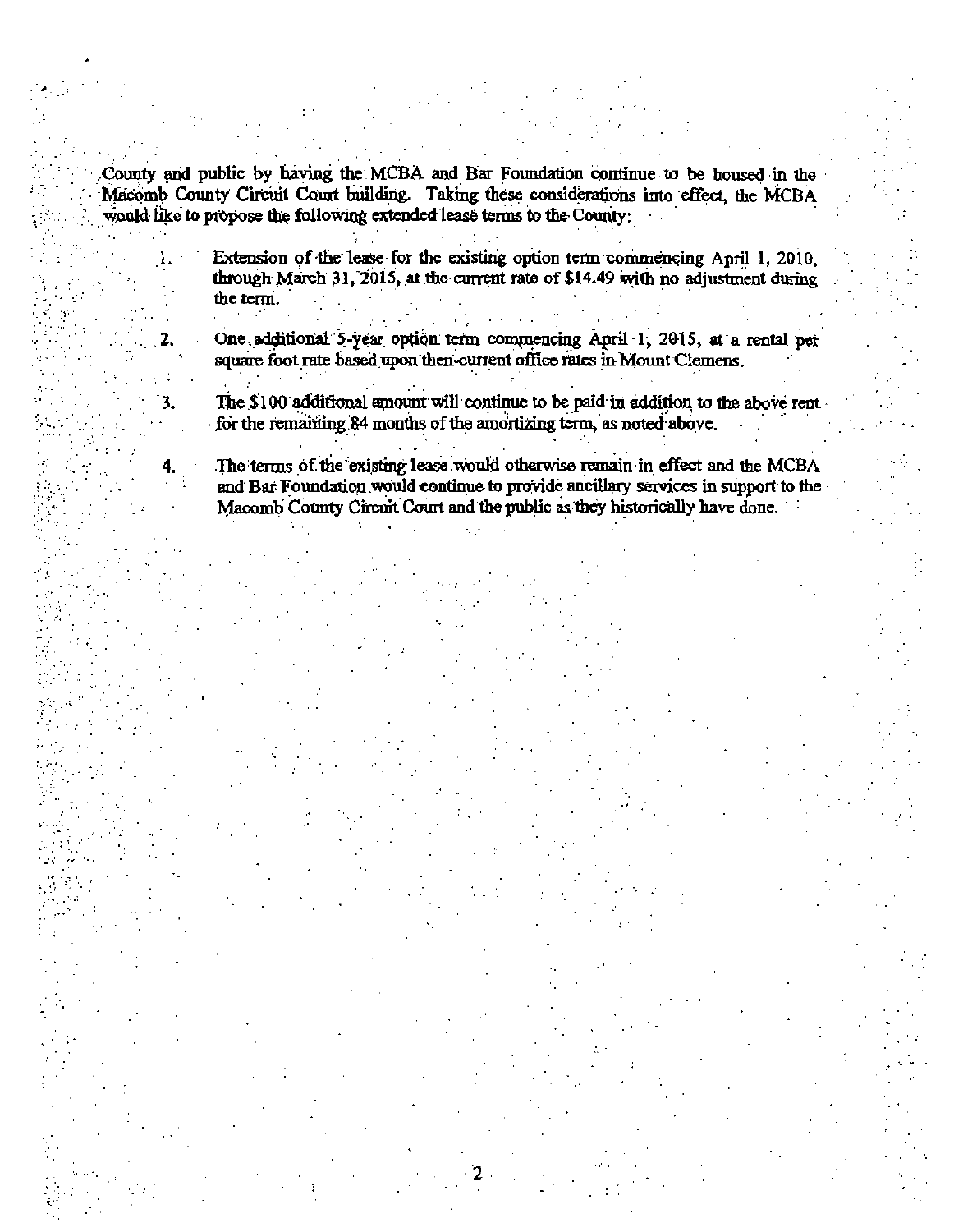County and public by having the MCBA and Bar Foundation continue to be housed in the Macomb County Circuit Court building. Taking these considerations into effect, the MCBA would like to propose the following extended lease terms to the County:

1. Extension of the lease for the existing option term commencing April 1, 2010, through March 31, 2015, at the current rate of $14.49 with no adjustment during the term.

2. One additional 5-year option term commencing April 1, 2015, at a rental per square foot rate based upon then-current office rates in Mount Clemens.

3. The $100 additional amount will continue to be paid in addition to the above rent for the remaining 84 months of the amortizing term, as noted above.

4. The terms of the existing lease would otherwise remain in effect and the MCBA and Bar Foundation would continue to provide ancillary services in support to the Macomb County Circuit Court and the public as they historically have done.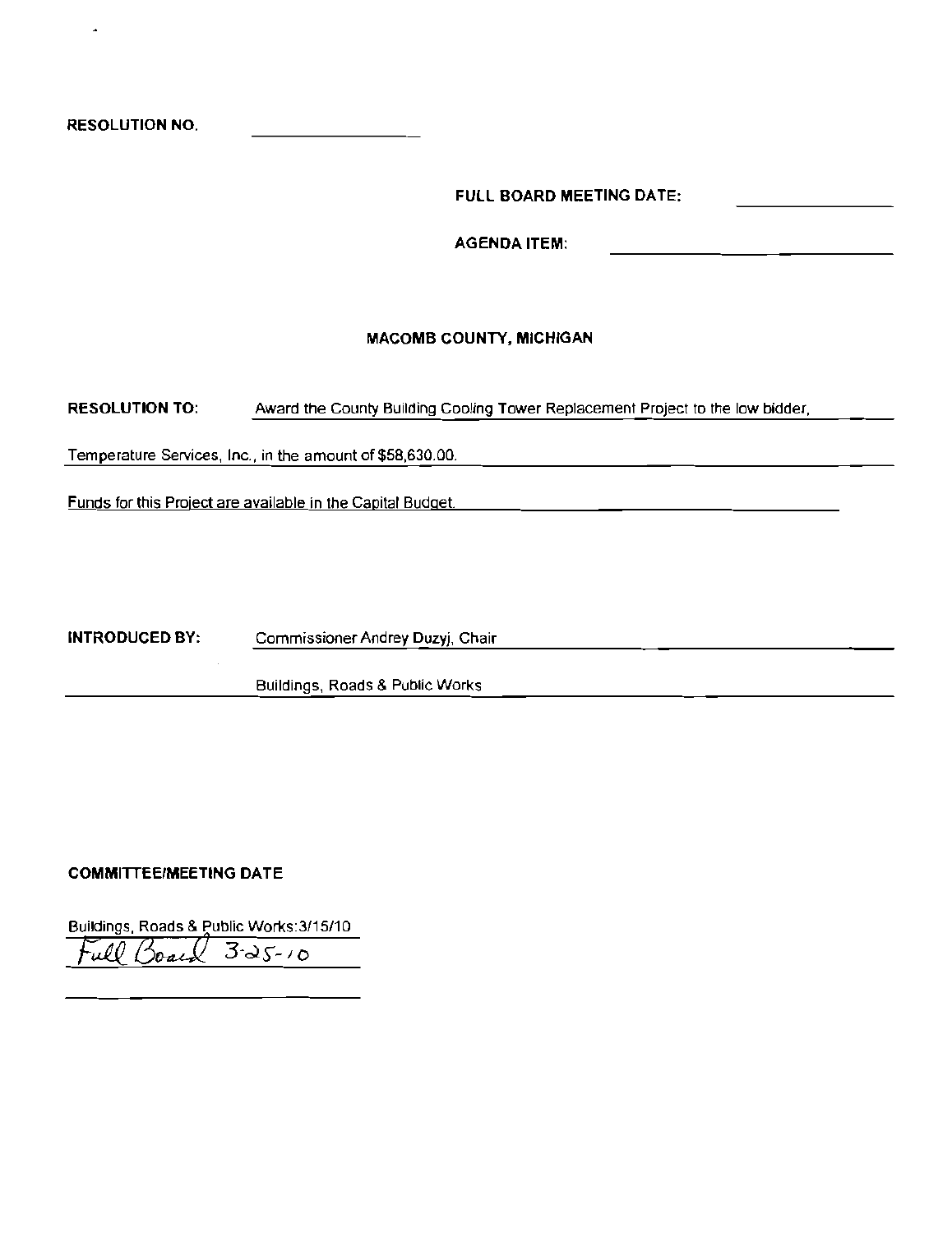**RESOLUTION NO.** ____________

**FULL BOARD MEETING DATE:** ____________

**AGENDA ITEM:** ____________

**MACOMB COUNTY, MICHIGAN**

**RESOLUTION TO:** Award the County Building Cooling Tower Replacement Project to the low bidder, Temperature Services, Inc., in the amount of $58,630.00.

Funds for this Project are available in the Capital Budget.

**INTRODUCED BY:** Commissioner Andrey Duzyj, Chair
Buildings, Roads & Public Works

**COMMITTEE/MEETING DATE**

Buildings, Roads & Public Works: 3/15/10

Full Board 3-25-10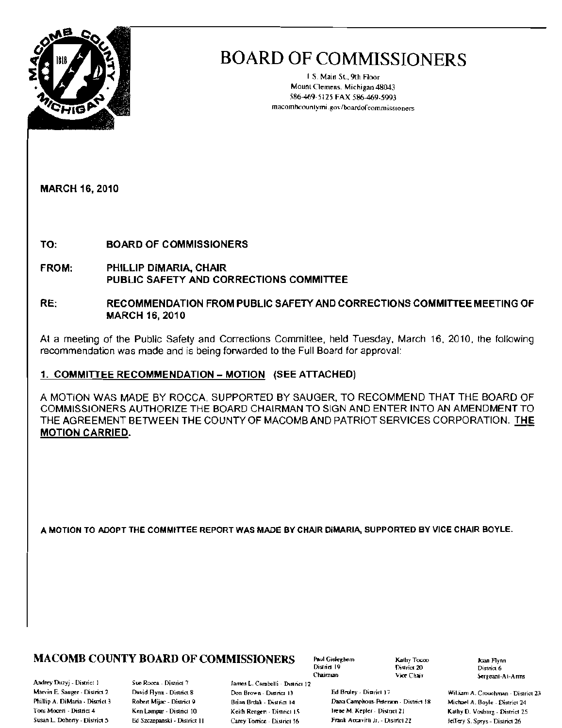# BOARD OF COMMISSIONERS

1 S. Main St., 9th Floor
Mount Clemens, Michigan 48043
586-469-5125 FAX 586-469-5993
macombcountymi.gov/boardofcommissioners

**MARCH 16, 2010**

**TO:** **BOARD OF COMMISSIONERS**

**FROM:** **PHILLIP DiMARIA, CHAIR**
**PUBLIC SAFETY AND CORRECTIONS COMMITTEE**

**RE:** **RECOMMENDATION FROM PUBLIC SAFETY AND CORRECTIONS COMMITTEE MEETING OF MARCH 16, 2010**

At a meeting of the Public Safety and Corrections Committee, held Tuesday, March 16, 2010, the following recommendation was made and is being forwarded to the Full Board for approval:

**1. COMMITTEE RECOMMENDATION – MOTION (SEE ATTACHED)**

A MOTION WAS MADE BY ROCCA, SUPPORTED BY SAUGER, TO RECOMMEND THAT THE BOARD OF COMMISSIONERS AUTHORIZE THE BOARD CHAIRMAN TO SIGN AND ENTER INTO AN AMENDMENT TO THE AGREEMENT BETWEEN THE COUNTY OF MACOMB AND PATRIOT SERVICES CORPORATION. **THE MOTION CARRIED.**

**A MOTION TO ADOPT THE COMMITTEE REPORT WAS MADE BY CHAIR DiMARIA, SUPPORTED BY VICE CHAIR BOYLE.**

**MACOMB COUNTY BOARD OF COMMISSIONERS**

Paul Gieleghem - District 19 - Chairman
Kathy Tocco - District 20 - Vice Chair
Joan Flynn - District 6 - Sergeant-At-Arms

Andrey Duzyj - District 1
Marvin E. Sauger - District 2
Phillip A. DiMaria - District 3
Toni Moceri - District 4
Susan L. Doherty - District 5
Sue Rocca - District 7
David Flynn - District 8
Robert Mijac - District 9
Ken Lampar - District 10
Ed Szczepanski - District 11
James L. Carabelli - District 12
Don Brown - District 13
Brian Brdak - District 14
Keith Rengert - District 15
Carey Torrice - District 16
Ed Bruley - District 17
Dana Camphous-Peterson - District 18
Irene M. Kepler - District 21
Frank Accavitti Jr. - District 22
William A. Crouchman - District 23
Michael A. Boyle - District 24
Kathy D. Vosburg - District 25
Jeffery S. Sprys - District 26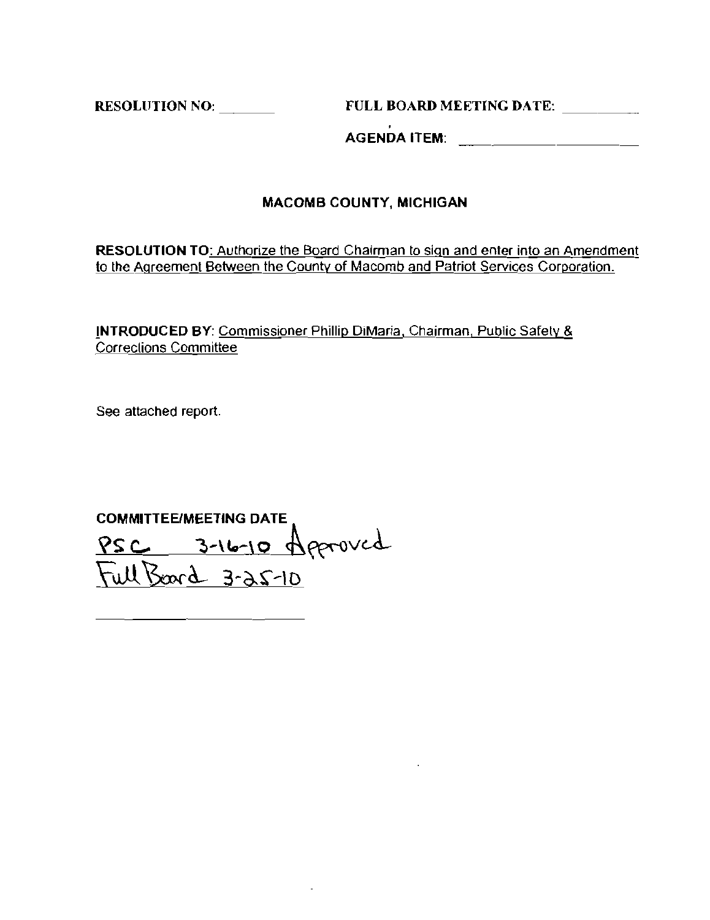RESOLUTION NO: ________ FULL BOARD MEETING DATE: __________

AGENDA ITEM: ______________________

## MACOMB COUNTY, MICHIGAN

**RESOLUTION TO:** Authorize the Board Chairman to sign and enter into an Amendment to the Agreement Between the County of Macomb and Patriot Services Corporation.

**INTRODUCED BY:** Commissioner Phillip DiMaria, Chairman, Public Safety & Corrections Committee

See attached report.

**COMMITTEE/MEETING DATE**

PSC 3-16-10 Approved

Full Board 3-25-10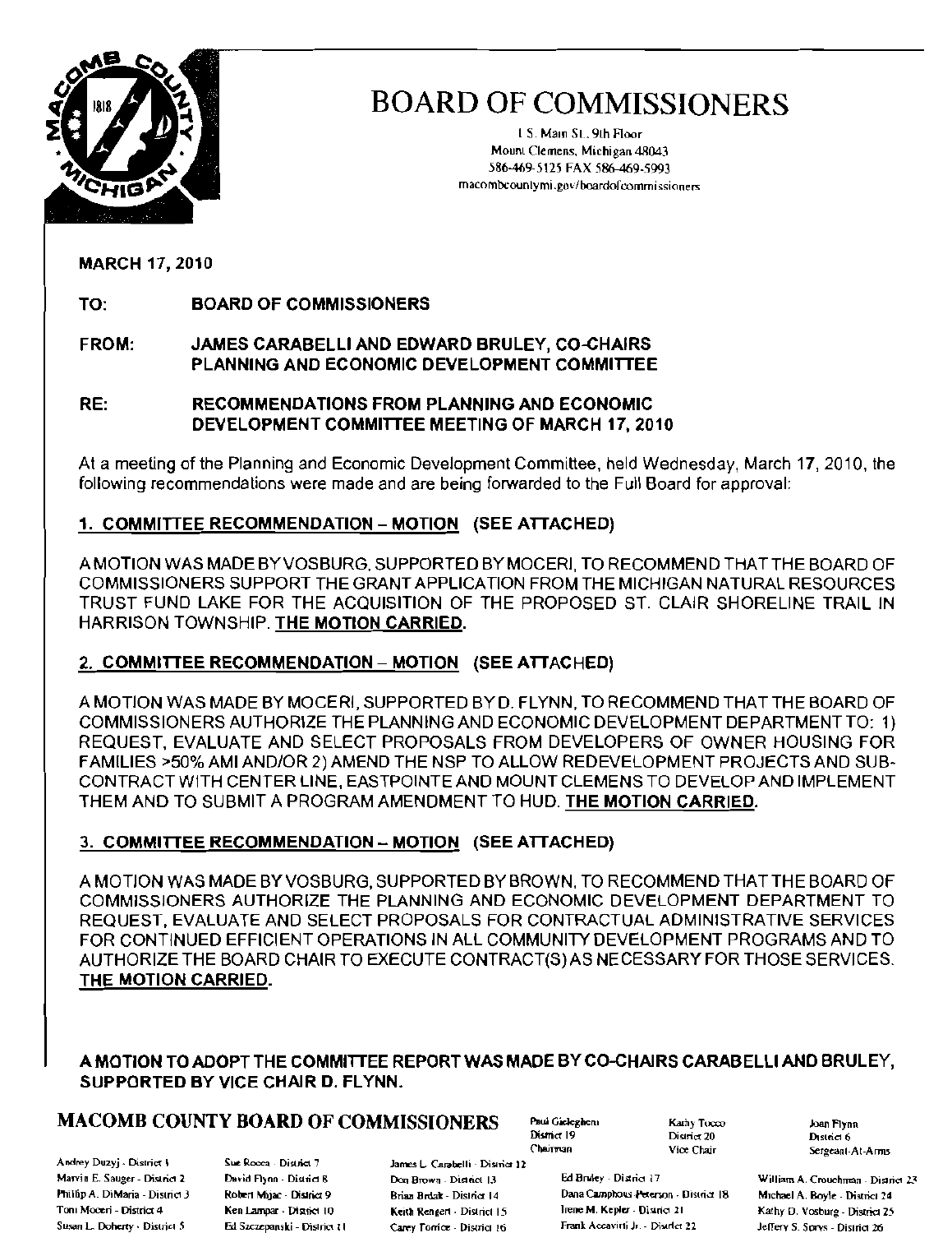# BOARD OF COMMISSIONERS

1 S. Main St., 9th Floor
Mount Clemens, Michigan 48043
586-469-5125 FAX 586-469-5993
macombcountymi.gov/boardofcommissioners

**MARCH 17, 2010**

**TO:** **BOARD OF COMMISSIONERS**

**FROM:** **JAMES CARABELLI AND EDWARD BRULEY, CO-CHAIRS PLANNING AND ECONOMIC DEVELOPMENT COMMITTEE**

**RE:** **RECOMMENDATIONS FROM PLANNING AND ECONOMIC DEVELOPMENT COMMITTEE MEETING OF MARCH 17, 2010**

At a meeting of the Planning and Economic Development Committee, held Wednesday, March 17, 2010, the following recommendations were made and are being forwarded to the Full Board for approval:

**1. <u>COMMITTEE RECOMMENDATION – MOTION</u> (SEE ATTACHED)**

A MOTION WAS MADE BY VOSBURG, SUPPORTED BY MOCERI, TO RECOMMEND THAT THE BOARD OF COMMISSIONERS SUPPORT THE GRANT APPLICATION FROM THE MICHIGAN NATURAL RESOURCES TRUST FUND LAKE FOR THE ACQUISITION OF THE PROPOSED ST. CLAIR SHORELINE TRAIL IN HARRISON TOWNSHIP. **<u>THE MOTION CARRIED.</u>**

**2. <u>COMMITTEE RECOMMENDATION – MOTION</u> (SEE ATTACHED)**

A MOTION WAS MADE BY MOCERI, SUPPORTED BY D. FLYNN, TO RECOMMEND THAT THE BOARD OF COMMISSIONERS AUTHORIZE THE PLANNING AND ECONOMIC DEVELOPMENT DEPARTMENT TO: 1) REQUEST, EVALUATE AND SELECT PROPOSALS FROM DEVELOPERS OF OWNER HOUSING FOR FAMILIES >50% AMI AND/OR 2) AMEND THE NSP TO ALLOW REDEVELOPMENT PROJECTS AND SUB-CONTRACT WITH CENTER LINE, EASTPOINTE AND MOUNT CLEMENS TO DEVELOP AND IMPLEMENT THEM AND TO SUBMIT A PROGRAM AMENDMENT TO HUD. **<u>THE MOTION CARRIED.</u>**

**3. <u>COMMITTEE RECOMMENDATION – MOTION</u> (SEE ATTACHED)**

A MOTION WAS MADE BY VOSBURG, SUPPORTED BY BROWN, TO RECOMMEND THAT THE BOARD OF COMMISSIONERS AUTHORIZE THE PLANNING AND ECONOMIC DEVELOPMENT DEPARTMENT TO REQUEST, EVALUATE AND SELECT PROPOSALS FOR CONTRACTUAL ADMINISTRATIVE SERVICES FOR CONTINUED EFFICIENT OPERATIONS IN ALL COMMUNITY DEVELOPMENT PROGRAMS AND TO AUTHORIZE THE BOARD CHAIR TO EXECUTE CONTRACT(S) AS NECESSARY FOR THOSE SERVICES. **<u>THE MOTION CARRIED.</u>**

**A MOTION TO ADOPT THE COMMITTEE REPORT WAS MADE BY CO-CHAIRS CARABELLI AND BRULEY, SUPPORTED BY VICE CHAIR D. FLYNN.**

**MACOMB COUNTY BOARD OF COMMISSIONERS**

Paul Gieleghem, District 19, Chairman
Kathy Tocco, District 20, Vice Chair
Joan Flynn, District 6, Sergeant-At-Arms

Andrey Duzyj - District 1
Marvin E. Sauger - District 2
Philip A. DiMaria - District 3
Toni Moceri - District 4
Susan L. Doherty - District 5
Sue Rocca - District 7
David Flynn - District 8
Robert Mijac - District 9
Ken Lampar - District 10
Ed Szczepanski - District 11
James L. Carabelli - District 12
Don Brown - District 13
Brian Brdak - District 14
Keith Rengert - District 15
Carey Torrice - District 16
Ed Bruley - District 17
Dana Camphous-Peterson - District 18
Irene M. Kepler - District 21
Frank Accavitti Jr. - District 22
William A. Crouchman - District 23
Michael A. Boyle - District 24
Kathy D. Vosburg - District 25
Jeffery S. Sprys - District 26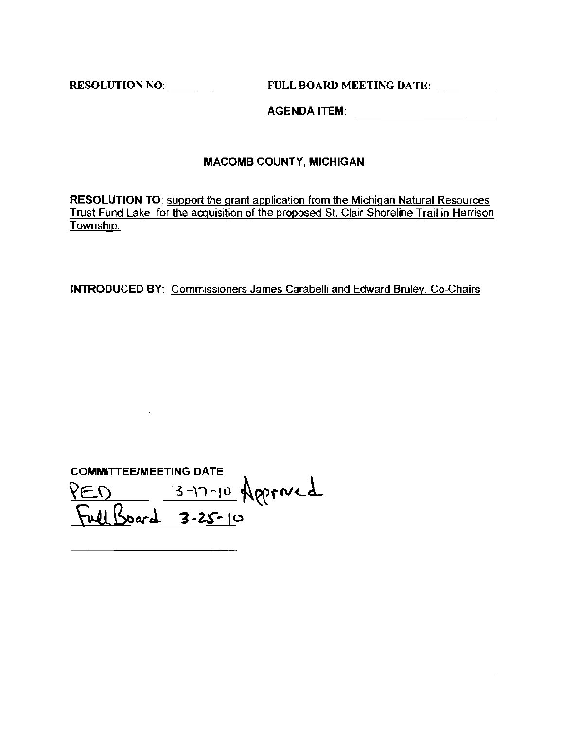RESOLUTION NO: _______ FULL BOARD MEETING DATE: _________

AGENDA ITEM: ____________________

## MACOMB COUNTY, MICHIGAN

**RESOLUTION TO**: support the grant application from the Michigan Natural Resources Trust Fund Lake for the acquisition of the proposed St. Clair Shoreline Trail in Harrison Township.

**INTRODUCED BY**: Commissioners James Carabelli and Edward Bruley, Co-Chairs

**COMMITTEE/MEETING DATE**

PED 3-17-10 Approved

Full Board 3-25-10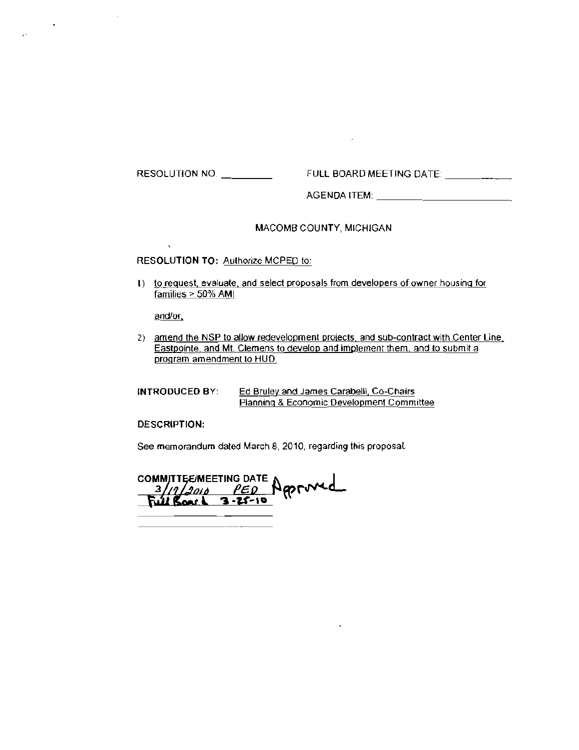RESOLUTION NO. ________ FULL BOARD MEETING DATE: ________

AGENDA ITEM: ________

MACOMB COUNTY, MICHIGAN

**RESOLUTION TO:** Authorize MCPED to:

1) to request, evaluate, and select proposals from developers of owner housing for families > 50% AMI

   and/or,

2) amend the NSP to allow redevelopment projects, and sub-contract with Center Line, Eastpointe, and Mt. Clemens to develop and implement them, and to submit a program amendment to HUD.

**INTRODUCED BY:** Ed Bruley and James Carabelli, Co-Chairs Planning & Economic Development Committee

**DESCRIPTION:**

See memorandum dated March 8, 2010, regarding this proposal.

**COMMITTEE/MEETING DATE**

3/17/2010 PED Approved

Full Board 3-25-10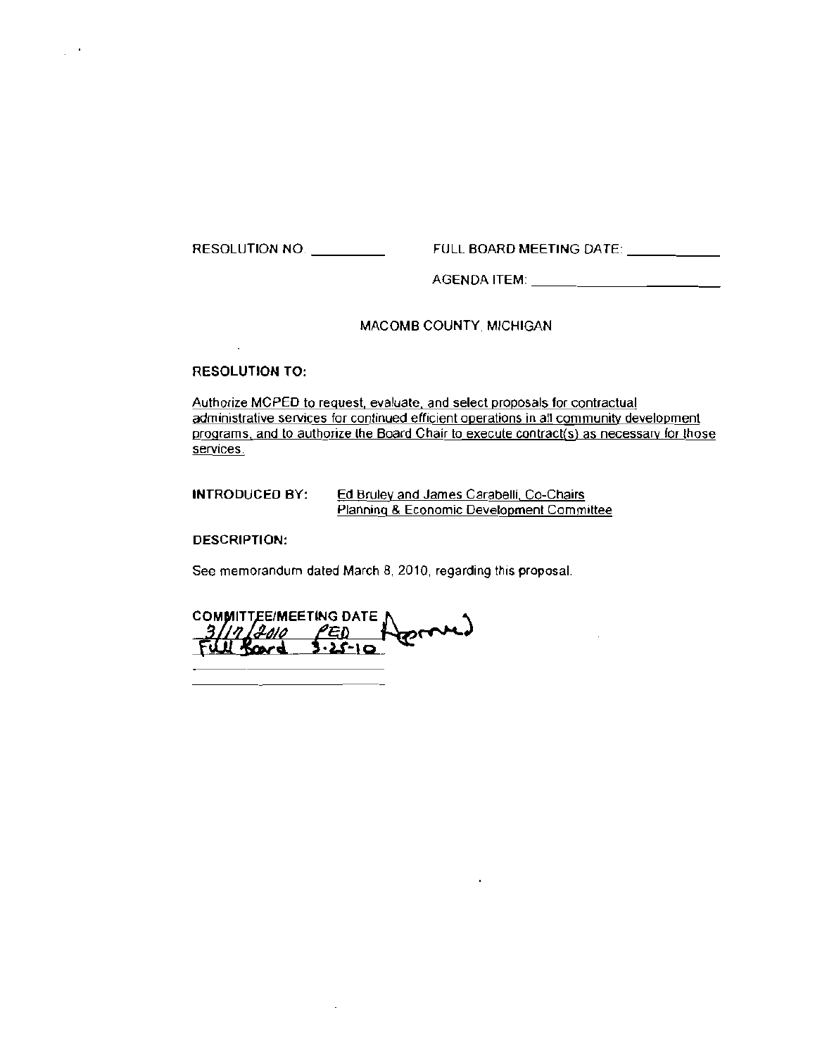RESOLUTION NO. __________ FULL BOARD MEETING DATE: __________

AGENDA ITEM: __________

MACOMB COUNTY, MICHIGAN

**RESOLUTION TO:**

Authorize MCPED to request, evaluate, and select proposals for contractual administrative services for continued efficient operations in all community development programs, and to authorize the Board Chair to execute contract(s) as necessary for those services.

**INTRODUCED BY:** Ed Bruley and James Carabelli, Co-Chairs Planning & Economic Development Committee

**DESCRIPTION:**

See memorandum dated March 8, 2010, regarding this proposal.

**COMMITTEE/MEETING DATE**

3/17/2010 PED Approved

Full Board 3-25-10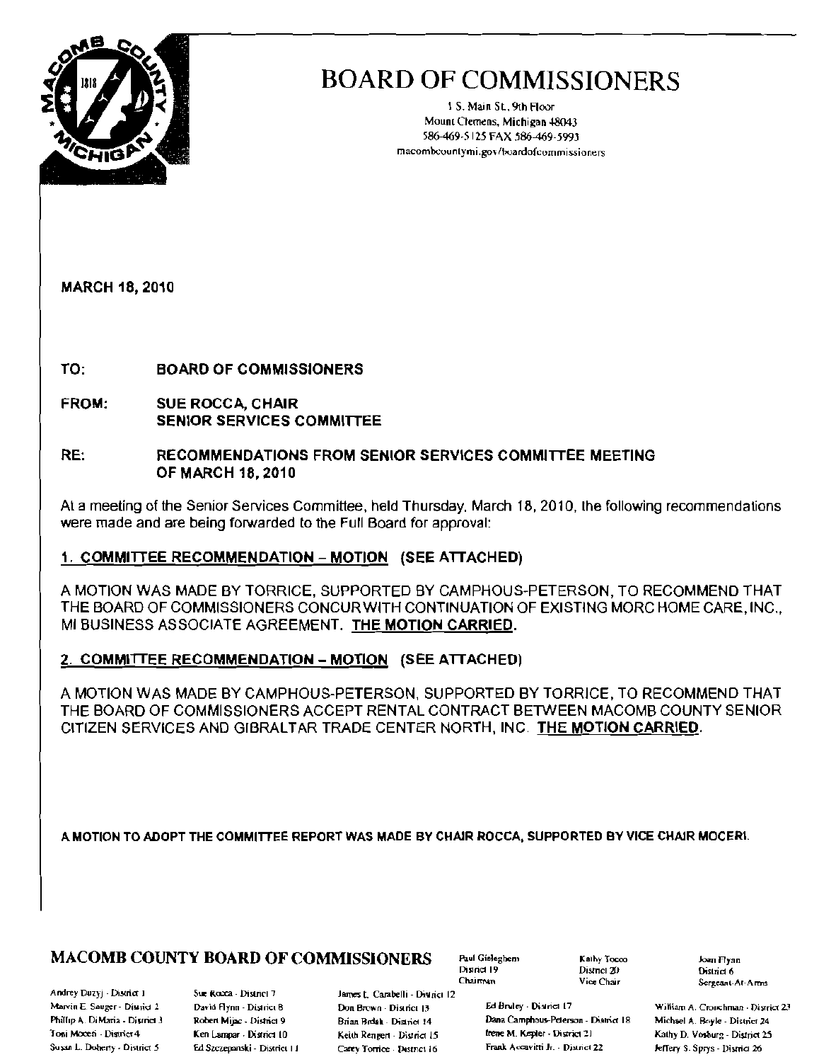# BOARD OF COMMISSIONERS

1 S. Main St., 9th Floor
Mount Clemens, Michigan 48043
586-469-5125 FAX 586-469-5993
macombcountymi.gov/boardofcommissioners

**MARCH 18, 2010**

**TO:** BOARD OF COMMISSIONERS

**FROM:** SUE ROCCA, CHAIR
SENIOR SERVICES COMMITTEE

**RE:** RECOMMENDATIONS FROM SENIOR SERVICES COMMITTEE MEETING OF MARCH 18, 2010

At a meeting of the Senior Services Committee, held Thursday, March 18, 2010, the following recommendations were made and are being forwarded to the Full Board for approval:

**1. COMMITTEE RECOMMENDATION – MOTION (SEE ATTACHED)**

A MOTION WAS MADE BY TORRICE, SUPPORTED BY CAMPHOUS-PETERSON, TO RECOMMEND THAT THE BOARD OF COMMISSIONERS CONCUR WITH CONTINUATION OF EXISTING MORC HOME CARE, INC., MI BUSINESS ASSOCIATE AGREEMENT. **THE MOTION CARRIED.**

**2. COMMITTEE RECOMMENDATION – MOTION (SEE ATTACHED)**

A MOTION WAS MADE BY CAMPHOUS-PETERSON, SUPPORTED BY TORRICE, TO RECOMMEND THAT THE BOARD OF COMMISSIONERS ACCEPT RENTAL CONTRACT BETWEEN MACOMB COUNTY SENIOR CITIZEN SERVICES AND GIBRALTAR TRADE CENTER NORTH, INC. **THE MOTION CARRIED.**

**A MOTION TO ADOPT THE COMMITTEE REPORT WAS MADE BY CHAIR ROCCA, SUPPORTED BY VICE CHAIR MOCERI.**

**MACOMB COUNTY BOARD OF COMMISSIONERS**

Paul Gieleghem - District 19 - Chairman
Kathy Tocco - District 20 - Vice Chair
Joan Flynn - District 6 - Sergeant-At-Arms

Andrey Duzyj - District 1
Marvin E. Sauger - District 2
Phillip A. DiMaria - District 3
Toni Moceri - District 4
Susan L. Doherty - District 5
Sue Rocca - District 7
David Flynn - District 8
Robert Mijac - District 9
Ken Lampar - District 10
Ed Szczepanski - District 11
James L. Carabelli - District 12
Don Brown - District 13
Brian Brdak - District 14
Keith Rengert - District 15
Carey Torrice - District 16
Ed Bruley - District 17
Dana Camphous-Peterson - District 18
Irene M. Kepler - District 21
Frank Accavitti Jr. - District 22
William A. Crouchman - District 23
Michael A. Boyle - District 24
Kathy D. Vosburg - District 25
Jeffery S. Sprys - District 26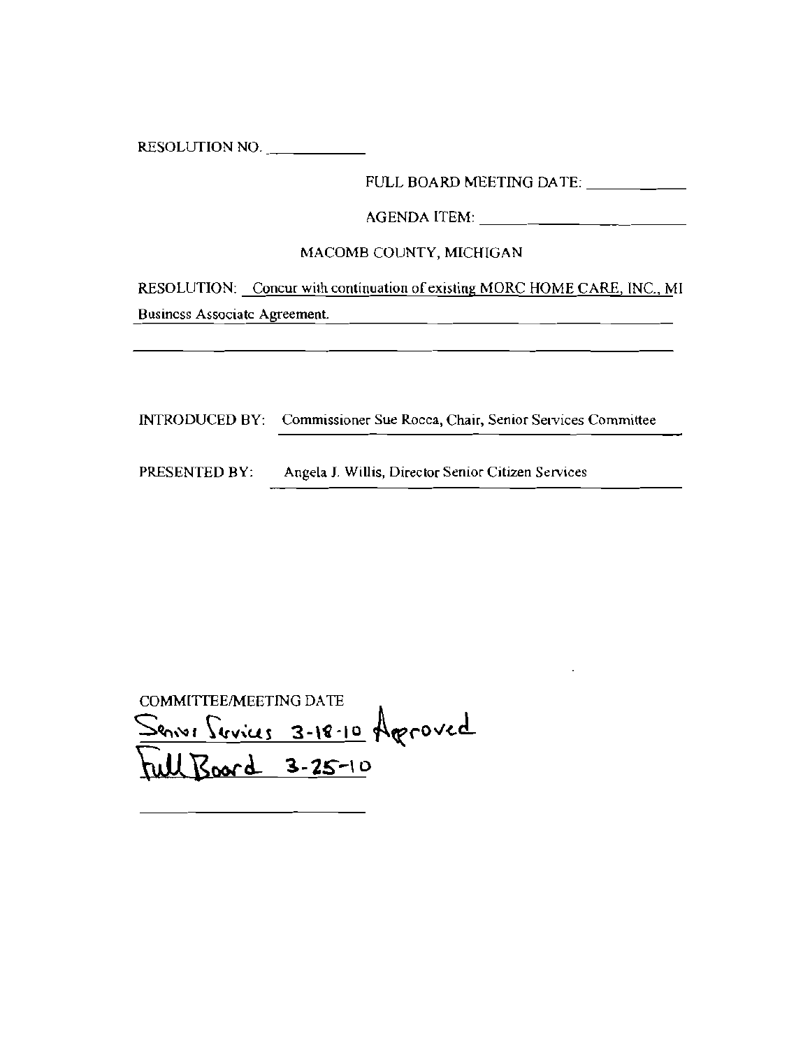RESOLUTION NO. ____________

FULL BOARD MEETING DATE: ____________

AGENDA ITEM: ________________________

MACOMB COUNTY, MICHIGAN

RESOLUTION: Concur with continuation of existing MORC HOME CARE, INC., MI Business Associate Agreement.

INTRODUCED BY: Commissioner Sue Rocca, Chair, Senior Services Committee

PRESENTED BY: Angela J. Willis, Director Senior Citizen Services

COMMITTEE/MEETING DATE

Senior Services 3-18-10 Approved

Full Board 3-25-10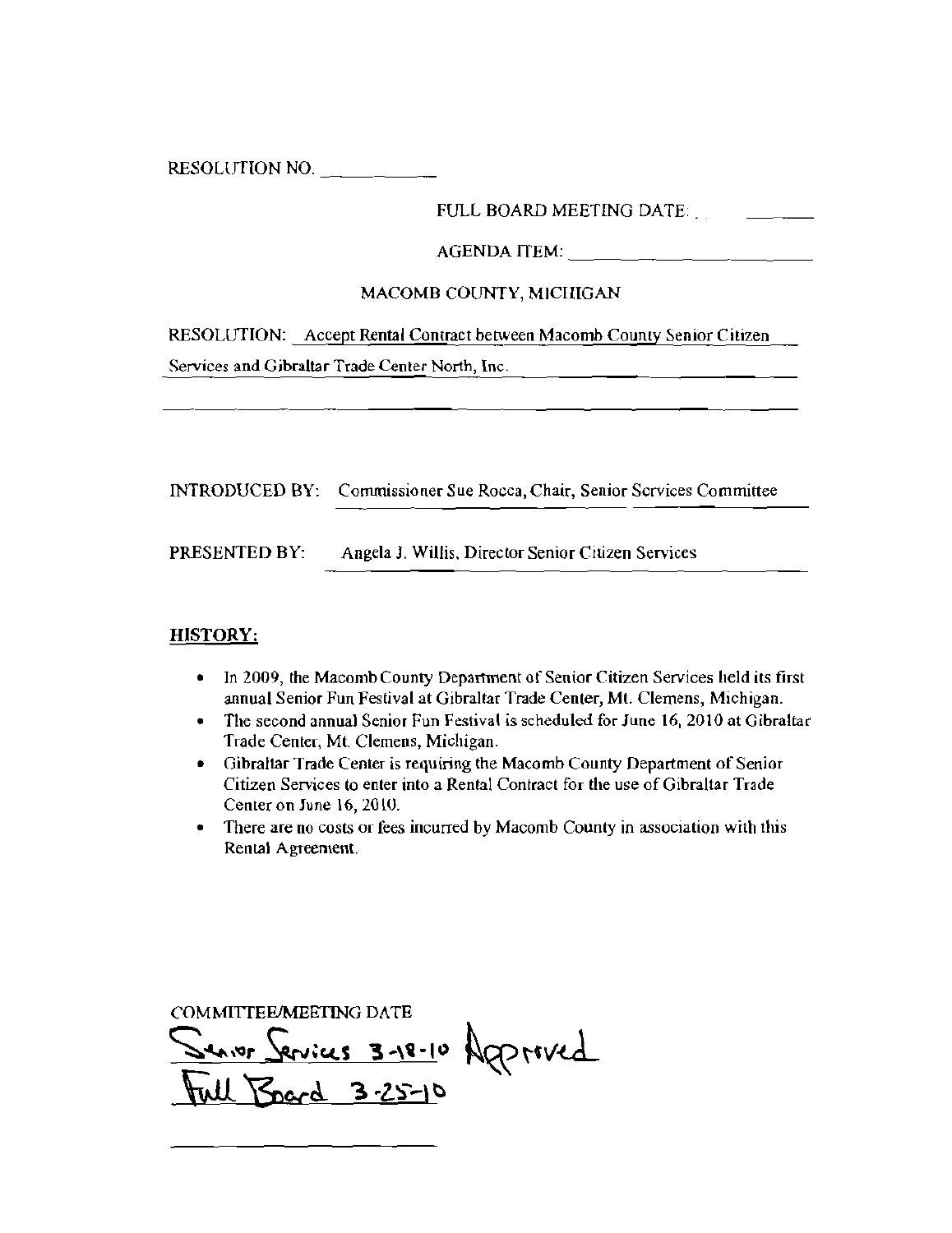RESOLUTION NO. ___________

FULL BOARD MEETING DATE: ___________

AGENDA ITEM: ___________

MACOMB COUNTY, MICHIGAN

RESOLUTION: Accept Rental Contract between Macomb County Senior Citizen Services and Gibraltar Trade Center North, Inc.

INTRODUCED BY: Commissioner Sue Rocca, Chair, Senior Services Committee

PRESENTED BY: Angela J. Willis, Director Senior Citizen Services

## HISTORY:

- In 2009, the Macomb County Department of Senior Citizen Services held its first annual Senior Fun Festival at Gibraltar Trade Center, Mt. Clemens, Michigan.
- The second annual Senior Fun Festival is scheduled for June 16, 2010 at Gibraltar Trade Center, Mt. Clemens, Michigan.
- Gibraltar Trade Center is requiring the Macomb County Department of Senior Citizen Services to enter into a Rental Contract for the use of Gibraltar Trade Center on June 16, 2010.
- There are no costs or fees incurred by Macomb County in association with this Rental Agreement.

COMMITTEE/MEETING DATE

Senior Services 3-18-10 Approved

Full Board 3-25-10